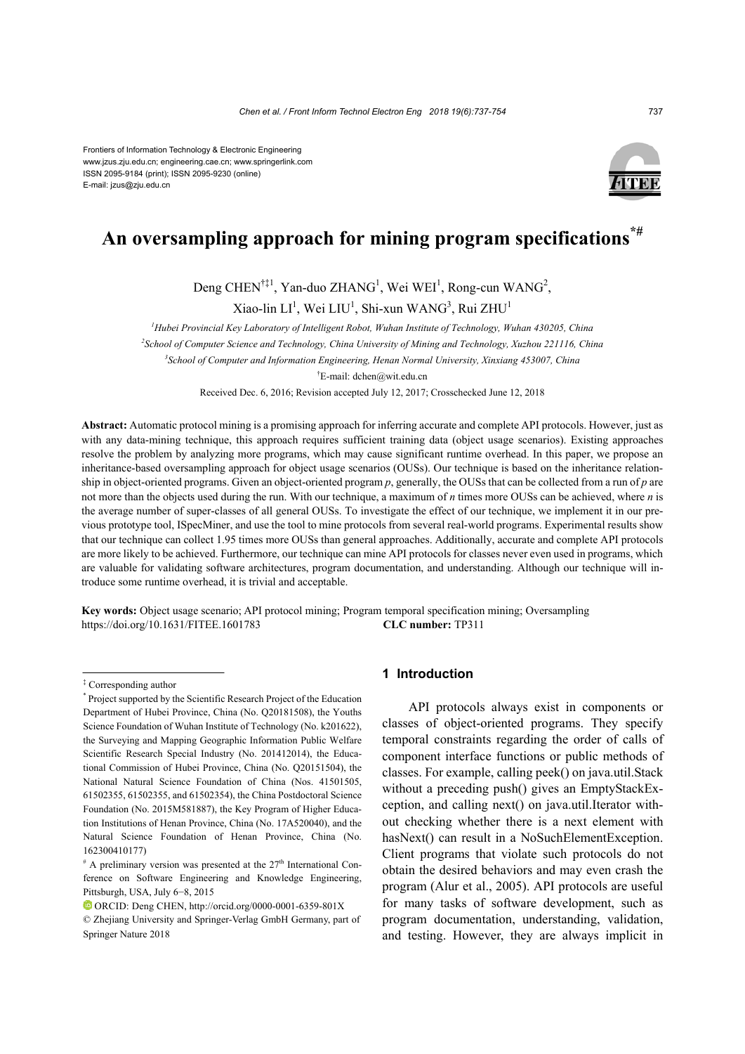Frontiers of Information Technology & Electronic Engineering
www.jzus.zju.edu.cn; engineering.cae.cn; www.springerlink.com
ISSN 2095-9184 (print); ISSN 2095-9230 (online)
E-mail: jzus@zju.edu.cn

# An oversampling approach for mining program specifications[*#]

Deng CHEN[†‡1], Yan-duo ZHANG[1], Wei WEI[1], Rong-cun WANG[2], Xiao-lin LI[1], Wei LIU[1], Shi-xun WANG[3], Rui ZHU[1]

[1]*Hubei Provincial Key Laboratory of Intelligent Robot, Wuhan Institute of Technology, Wuhan 430205, China*

[2]*School of Computer Science and Technology, China University of Mining and Technology, Xuzhou 221116, China*

[3]*School of Computer and Information Engineering, Henan Normal University, Xinxiang 453007, China*

[†]E-mail: dchen@wit.edu.cn

Received Dec. 6, 2016; Revision accepted July 12, 2017; Crosschecked June 12, 2018

**Abstract:** Automatic protocol mining is a promising approach for inferring accurate and complete API protocols. However, just as with any data-mining technique, this approach requires sufficient training data (object usage scenarios). Existing approaches resolve the problem by analyzing more programs, which may cause significant runtime overhead. In this paper, we propose an inheritance-based oversampling approach for object usage scenarios (OUSs). Our technique is based on the inheritance relationship in object-oriented programs. Given an object-oriented program *p*, generally, the OUSs that can be collected from a run of *p* are not more than the objects used during the run. With our technique, a maximum of *n* times more OUSs can be achieved, where *n* is the average number of super-classes of all general OUSs. To investigate the effect of our technique, we implement it in our previous prototype tool, ISpecMiner, and use the tool to mine protocols from several real-world programs. Experimental results show that our technique can collect 1.95 times more OUSs than general approaches. Additionally, accurate and complete API protocols are more likely to be achieved. Furthermore, our technique can mine API protocols for classes never even used in programs, which are valuable for validating software architectures, program documentation, and understanding. Although our technique will introduce some runtime overhead, it is trivial and acceptable.

**Key words:** Object usage scenario; API protocol mining; Program temporal specification mining; Oversampling
https://doi.org/10.1631/FITEE.1601783 **CLC number:** TP311

## 1 Introduction

API protocols always exist in components or classes of object-oriented programs. They specify temporal constraints regarding the order of calls of component interface functions or public methods of classes. For example, calling peek() on java.util.Stack without a preceding push() gives an EmptyStackException, and calling next() on java.util.Iterator without checking whether there is a next element with hasNext() can result in a NoSuchElementException. Client programs that violate such protocols do not obtain the desired behaviors and may even crash the program (Alur et al., 2005). API protocols are useful for many tasks of software development, such as program documentation, understanding, validation, and testing. However, they are always implicit in

---

[‡] Corresponding author

[*] Project supported by the Scientific Research Project of the Education Department of Hubei Province, China (No. Q20181508), the Youths Science Foundation of Wuhan Institute of Technology (No. k201622), the Surveying and Mapping Geographic Information Public Welfare Scientific Research Special Industry (No. 201412014), the Educational Commission of Hubei Province, China (No. Q20151504), the National Natural Science Foundation of China (Nos. 41501505, 61502355, 61502355, and 61502354), the China Postdoctoral Science Foundation (No. 2015M581887), the Key Program of Higher Education Institutions of Henan Province, China (No. 17A520040), and the Natural Science Foundation of Henan Province, China (No. 162300410177)

[#] A preliminary version was presented at the 27th International Conference on Software Engineering and Knowledge Engineering, Pittsburgh, USA, July 6–8, 2015

ORCID: Deng CHEN, http://orcid.org/0000-0001-6359-801X

© Zhejiang University and Springer-Verlag GmbH Germany, part of Springer Nature 2018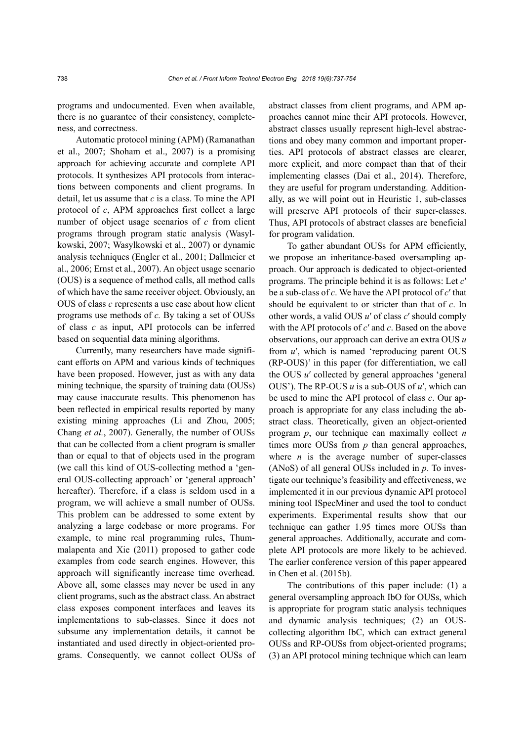programs and undocumented. Even when available, there is no guarantee of their consistency, completeness, and correctness.

Automatic protocol mining (APM) (Ramanathan et al., 2007; Shoham et al., 2007) is a promising approach for achieving accurate and complete API protocols. It synthesizes API protocols from interactions between components and client programs. In detail, let us assume that $c$ is a class. To mine the API protocol of $c$, APM approaches first collect a large number of object usage scenarios of $c$ from client programs through program static analysis (Wasylkowski, 2007; Wasylkowski et al., 2007) or dynamic analysis techniques (Engler et al., 2001; Dallmeier et al., 2006; Ernst et al., 2007). An object usage scenario (OUS) is a sequence of method calls, all method calls of which have the same receiver object. Obviously, an OUS of class $c$ represents a use case about how client programs use methods of $c$. By taking a set of OUSs of class $c$ as input, API protocols can be inferred based on sequential data mining algorithms.

Currently, many researchers have made significant efforts on APM and various kinds of techniques have been proposed. However, just as with any data mining technique, the sparsity of training data (OUSs) may cause inaccurate results. This phenomenon has been reflected in empirical results reported by many existing mining approaches (Li and Zhou, 2005; Chang *et al.*, 2007). Generally, the number of OUSs that can be collected from a client program is smaller than or equal to that of objects used in the program (we call this kind of OUS-collecting method a 'general OUS-collecting approach' or 'general approach' hereafter). Therefore, if a class is seldom used in a program, we will achieve a small number of OUSs. This problem can be addressed to some extent by analyzing a large codebase or more programs. For example, to mine real programming rules, Thummalapenta and Xie (2011) proposed to gather code examples from code search engines. However, this approach will significantly increase time overhead. Above all, some classes may never be used in any client programs, such as the abstract class. An abstract class exposes component interfaces and leaves its implementations to sub-classes. Since it does not subsume any implementation details, it cannot be instantiated and used directly in object-oriented programs. Consequently, we cannot collect OUSs of abstract classes from client programs, and APM approaches cannot mine their API protocols. However, abstract classes usually represent high-level abstractions and obey many common and important properties. API protocols of abstract classes are clearer, more explicit, and more compact than that of their implementing classes (Dai et al., 2014). Therefore, they are useful for program understanding. Additionally, as we will point out in Heuristic 1, sub-classes will preserve API protocols of their super-classes. Thus, API protocols of abstract classes are beneficial for program validation.

To gather abundant OUSs for APM efficiently, we propose an inheritance-based oversampling approach. Our approach is dedicated to object-oriented programs. The principle behind it is as follows: Let $c'$ be a sub-class of $c$. We have the API protocol of $c'$ that should be equivalent to or stricter than that of $c$. In other words, a valid OUS $u'$ of class $c'$ should comply with the API protocols of $c'$ and $c$. Based on the above observations, our approach can derive an extra OUS $u$ from $u'$, which is named 'reproducing parent OUS (RP-OUS)' in this paper (for differentiation, we call the OUS $u'$ collected by general approaches 'general OUS'). The RP-OUS $u$ is a sub-OUS of $u'$, which can be used to mine the API protocol of class $c$. Our approach is appropriate for any class including the abstract class. Theoretically, given an object-oriented program $p$, our technique can maximally collect $n$ times more OUSs from $p$ than general approaches, where $n$ is the average number of super-classes (ANoS) of all general OUSs included in $p$. To investigate our technique's feasibility and effectiveness, we implemented it in our previous dynamic API protocol mining tool ISpecMiner and used the tool to conduct experiments. Experimental results show that our technique can gather 1.95 times more OUSs than general approaches. Additionally, accurate and complete API protocols are more likely to be achieved. The earlier conference version of this paper appeared in Chen et al. (2015b).

The contributions of this paper include: (1) a general oversampling approach IbO for OUSs, which is appropriate for program static analysis techniques and dynamic analysis techniques; (2) an OUS-collecting algorithm IbC, which can extract general OUSs and RP-OUSs from object-oriented programs; (3) an API protocol mining technique which can learn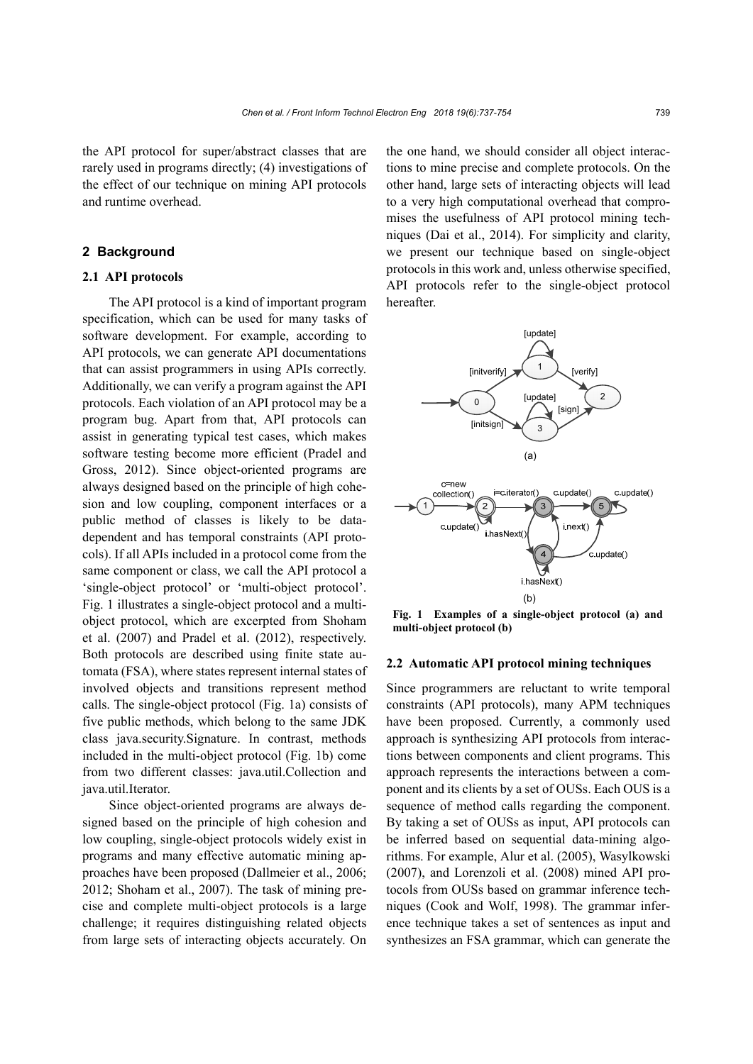the API protocol for super/abstract classes that are rarely used in programs directly; (4) investigations of the effect of our technique on mining API protocols and runtime overhead.

## 2 Background

### 2.1 API protocols

The API protocol is a kind of important program specification, which can be used for many tasks of software development. For example, according to API protocols, we can generate API documentations that can assist programmers in using APIs correctly. Additionally, we can verify a program against the API protocols. Each violation of an API protocol may be a program bug. Apart from that, API protocols can assist in generating typical test cases, which makes software testing become more efficient (Pradel and Gross, 2012). Since object-oriented programs are always designed based on the principle of high cohesion and low coupling, component interfaces or a public method of classes is likely to be data-dependent and has temporal constraints (API protocols). If all APIs included in a protocol come from the same component or class, we call the API protocol a 'single-object protocol' or 'multi-object protocol'. Fig. 1 illustrates a single-object protocol and a multi-object protocol, which are excerpted from Shoham et al. (2007) and Pradel et al. (2012), respectively. Both protocols are described using finite state automata (FSA), where states represent internal states of involved objects and transitions represent method calls. The single-object protocol (Fig. 1a) consists of five public methods, which belong to the same JDK class java.security.Signature. In contrast, methods included in the multi-object protocol (Fig. 1b) come from two different classes: java.util.Collection and java.util.Iterator.

Since object-oriented programs are always designed based on the principle of high cohesion and low coupling, single-object protocols widely exist in programs and many effective automatic mining approaches have been proposed (Dallmeier et al., 2006; 2012; Shoham et al., 2007). The task of mining precise and complete multi-object protocols is a large challenge; it requires distinguishing related objects from large sets of interacting objects accurately. On the one hand, we should consider all object interactions to mine precise and complete protocols. On the other hand, large sets of interacting objects will lead to a very high computational overhead that compromises the usefulness of API protocol mining techniques (Dai et al., 2014). For simplicity and clarity, we present our technique based on single-object protocols in this work and, unless otherwise specified, API protocols refer to the single-object protocol hereafter.

**Fig. 1 Examples of a single-object protocol (a) and multi-object protocol (b)**

### 2.2 Automatic API protocol mining techniques

Since programmers are reluctant to write temporal constraints (API protocols), many APM techniques have been proposed. Currently, a commonly used approach is synthesizing API protocols from interactions between components and client programs. This approach represents the interactions between a component and its clients by a set of OUSs. Each OUS is a sequence of method calls regarding the component. By taking a set of OUSs as input, API protocols can be inferred based on sequential data-mining algorithms. For example, Alur et al. (2005), Wasylkowski (2007), and Lorenzoli et al. (2008) mined API protocols from OUSs based on grammar inference techniques (Cook and Wolf, 1998). The grammar inference technique takes a set of sentences as input and synthesizes an FSA grammar, which can generate the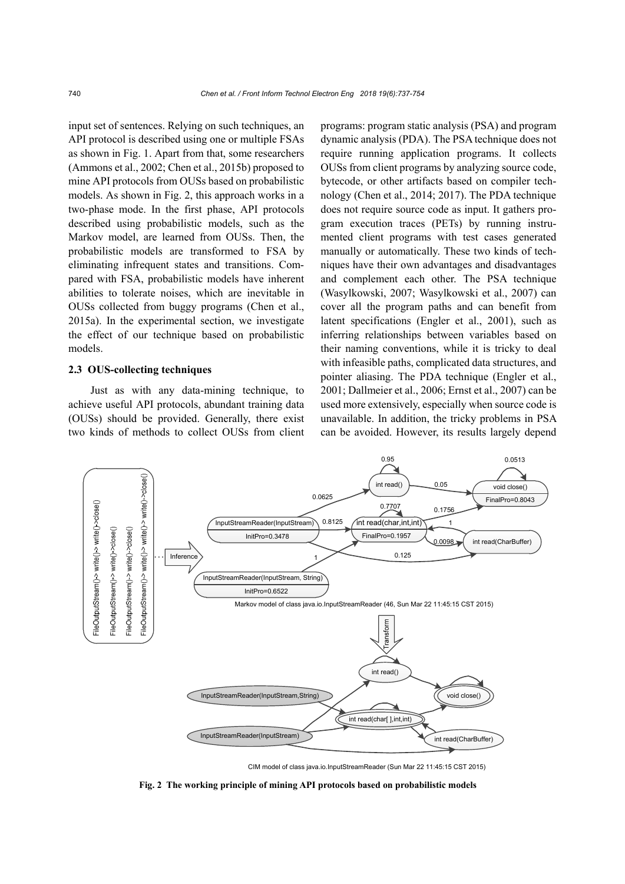input set of sentences. Relying on such techniques, an API protocol is described using one or multiple FSAs as shown in Fig. 1. Apart from that, some researchers (Ammons et al., 2002; Chen et al., 2015b) proposed to mine API protocols from OUSs based on probabilistic models. As shown in Fig. 2, this approach works in a two-phase mode. In the first phase, API protocols described using probabilistic models, such as the Markov model, are learned from OUSs. Then, the probabilistic models are transformed to FSA by eliminating infrequent states and transitions. Compared with FSA, probabilistic models have inherent abilities to tolerate noises, which are inevitable in OUSs collected from buggy programs (Chen et al., 2015a). In the experimental section, we investigate the effect of our technique based on probabilistic models.

### 2.3 OUS-collecting techniques

Just as with any data-mining technique, to achieve useful API protocols, abundant training data (OUSs) should be provided. Generally, there exist two kinds of methods to collect OUSs from client programs: program static analysis (PSA) and program dynamic analysis (PDA). The PSA technique does not require running application programs. It collects OUSs from client programs by analyzing source code, bytecode, or other artifacts based on compiler technology (Chen et al., 2014; 2017). The PDA technique does not require source code as input. It gathers program execution traces (PETs) by running instrumented client programs with test cases generated manually or automatically. These two kinds of techniques have their own advantages and disadvantages and complement each other. The PSA technique (Wasylkowski, 2007; Wasylkowski et al., 2007) can cover all the program paths and can benefit from latent specifications (Engler et al., 2001), such as inferring relationships between variables based on their naming conventions, while it is tricky to deal with infeasible paths, complicated data structures, and pointer aliasing. The PDA technique (Engler et al., 2001; Dallmeier et al., 2006; Ernst et al., 2007) can be used more extensively, especially when source code is unavailable. In addition, the tricky problems in PSA can be avoided. However, its results largely depend

**Fig. 2 The working principle of mining API protocols based on probabilistic models**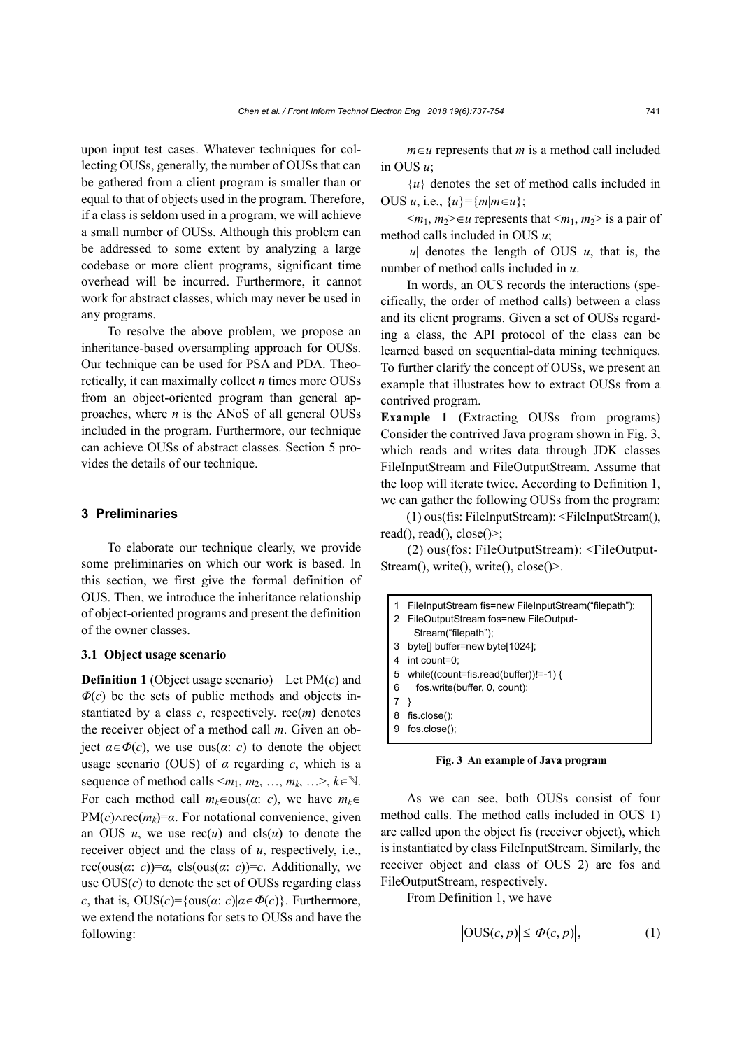upon input test cases. Whatever techniques for collecting OUSs, generally, the number of OUSs that can be gathered from a client program is smaller than or equal to that of objects used in the program. Therefore, if a class is seldom used in a program, we will achieve a small number of OUSs. Although this problem can be addressed to some extent by analyzing a large codebase or more client programs, significant time overhead will be incurred. Furthermore, it cannot work for abstract classes, which may never be used in any programs.

To resolve the above problem, we propose an inheritance-based oversampling approach for OUSs. Our technique can be used for PSA and PDA. Theoretically, it can maximally collect $n$ times more OUSs from an object-oriented program than general approaches, where $n$ is the ANoS of all general OUSs included in the program. Furthermore, our technique can achieve OUSs of abstract classes. Section 5 provides the details of our technique.

## 3 Preliminaries

To elaborate our technique clearly, we provide some preliminaries on which our work is based. In this section, we first give the formal definition of OUS. Then, we introduce the inheritance relationship of object-oriented programs and present the definition of the owner classes.

### 3.1 Object usage scenario

**Definition 1** (Object usage scenario) Let PM($c$) and $\Phi(c)$ be the sets of public methods and objects instantiated by a class $c$, respectively. rec($m$) denotes the receiver object of a method call $m$. Given an object $\alpha \in \Phi(c)$, we use ous($\alpha$: $c$) to denote the object usage scenario (OUS) of $\alpha$ regarding $c$, which is a sequence of method calls $<m_1, m_2, \ldots, m_k, \ldots>$, $k\in\mathbb{N}$. For each method call $m_k\in$ous($\alpha$: $c$), we have $m_k\in$ PM($c$)$\wedge$rec($m_k$)=$\alpha$. For notational convenience, given an OUS $u$, we use rec($u$) and cls($u$) to denote the receiver object and the class of $u$, respectively, i.e., rec(ous($\alpha$: $c$))=$\alpha$, cls(ous($\alpha$: $c$))=$c$. Additionally, we use OUS($c$) to denote the set of OUSs regarding class $c$, that is, OUS($c$)={ous($\alpha$: $c$)|$\alpha\in\Phi(c)$}. Furthermore, we extend the notations for sets to OUSs and have the following:

$m\in u$ represents that $m$ is a method call included in OUS $u$;

$\{u\}$ denotes the set of method calls included in OUS $u$, i.e., $\{u\}=\{m|m\in u\}$;

$<m_1, m_2>\in u$ represents that $<m_1, m_2>$ is a pair of method calls included in OUS $u$;

$|u|$ denotes the length of OUS $u$, that is, the number of method calls included in $u$.

In words, an OUS records the interactions (specifically, the order of method calls) between a class and its client programs. Given a set of OUSs regarding a class, the API protocol of the class can be learned based on sequential-data mining techniques. To further clarify the concept of OUSs, we present an example that illustrates how to extract OUSs from a contrived program.

**Example 1** (Extracting OUSs from programs) Consider the contrived Java program shown in Fig. 3, which reads and writes data through JDK classes FileInputStream and FileOutputStream. Assume that the loop will iterate twice. According to Definition 1, we can gather the following OUSs from the program:

(1) ous(fis: FileInputStream): <FileInputStream(), read(), read(), close()>;

(2) ous(fos: FileOutputStream): <FileOutputStream(), write(), write(), close()>.

```
1  FileInputStream fis=new FileInputStream("filepath");
2  FileOutputStream fos=new FileOutput-
      Stream("filepath");
3  byte[] buffer=new byte[1024];
4  int count=0;
5  while((count=fis.read(buffer))!=-1) {
6     fos.write(buffer, 0, count);
7  }
8  fis.close();
9  fos.close();
```

**Fig. 3 An example of Java program**

As we can see, both OUSs consist of four method calls. The method calls included in OUS 1) are called upon the object fis (receiver object), which is instantiated by class FileInputStream. Similarly, the receiver object and class of OUS 2) are fos and FileOutputStream, respectively.

From Definition 1, we have

$$|\text{OUS}(c,p)| \le |\Phi(c,p)|, \tag{1}$$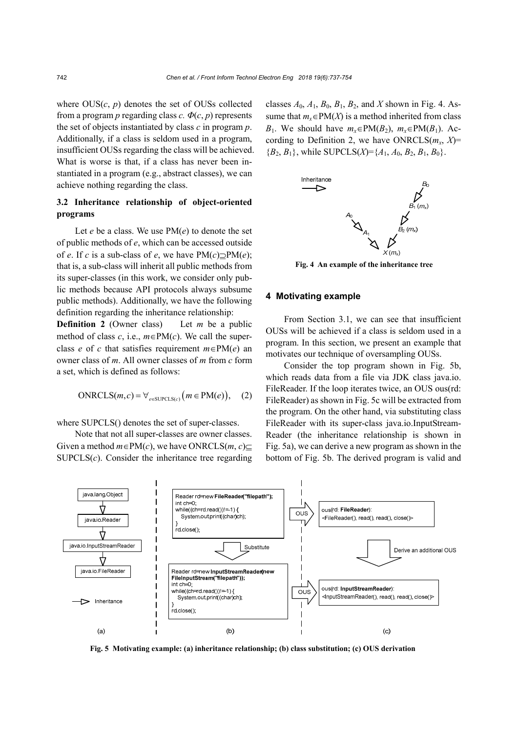where OUS($c$, $p$) denotes the set of OUSs collected from a program $p$ regarding class $c$. $\Phi(c, p)$ represents the set of objects instantiated by class $c$ in program $p$. Additionally, if a class is seldom used in a program, insufficient OUSs regarding the class will be achieved. What is worse is that, if a class has never been instantiated in a program (e.g., abstract classes), we can achieve nothing regarding the class.

### 3.2 Inheritance relationship of object-oriented programs

Let $e$ be a class. We use PM($e$) to denote the set of public methods of $e$, which can be accessed outside of $e$. If $c$ is a sub-class of $e$, we have $\text{PM}(c)\supseteq\text{PM}(e)$; that is, a sub-class will inherit all public methods from its super-classes (in this work, we consider only public methods because API protocols always subsume public methods). Additionally, we have the following definition regarding the inheritance relationship:

**Definition 2** (Owner class) Let $m$ be a public method of class $c$, i.e., $m\in\text{PM}(c)$. We call the super-class $e$ of $c$ that satisfies requirement $m\in\text{PM}(e)$ an owner class of $m$. All owner classes of $m$ from $c$ form a set, which is defined as follows:

$$\text{ONRCLS}(m,c) = \forall_{e\in\text{SUPCLS}(c)}\left(m\in\text{PM}(e)\right), \quad (2)$$

where SUPCLS() denotes the set of super-classes.

Note that not all super-classes are owner classes. Given a method $m\in\text{PM}(c)$, we have $\text{ONRCLS}(m, c)\subseteq \text{SUPCLS}(c)$. Consider the inheritance tree regarding classes $A_0$, $A_1$, $B_0$, $B_1$, $B_2$, and $X$ shown in Fig. 4. Assume that $m_x\in\text{PM}(X)$ is a method inherited from class $B_1$. We should have $m_x\in\text{PM}(B_2)$, $m_x\in\text{PM}(B_1)$. According to Definition 2, we have $\text{ONRCLS}(m_x, X)=\{B_2, B_1\}$, while $\text{SUPCLS}(X)=\{A_1, A_0, B_2, B_1, B_0\}$.

**Fig. 4 An example of the inheritance tree**

## 4 Motivating example

From Section 3.1, we can see that insufficient OUSs will be achieved if a class is seldom used in a program. In this section, we present an example that motivates our technique of oversampling OUSs.

Consider the top program shown in Fig. 5b, which reads data from a file via JDK class java.io.FileReader. If the loop iterates twice, an OUS ous(rd: FileReader) as shown in Fig. 5c will be extracted from the program. On the other hand, via substituting class FileReader with its super-class java.io.InputStreamReader (the inheritance relationship is shown in Fig. 5a), we can derive a new program as shown in the bottom of Fig. 5b. The derived program is valid and

**Fig. 5 Motivating example: (a) inheritance relationship; (b) class substitution; (c) OUS derivation**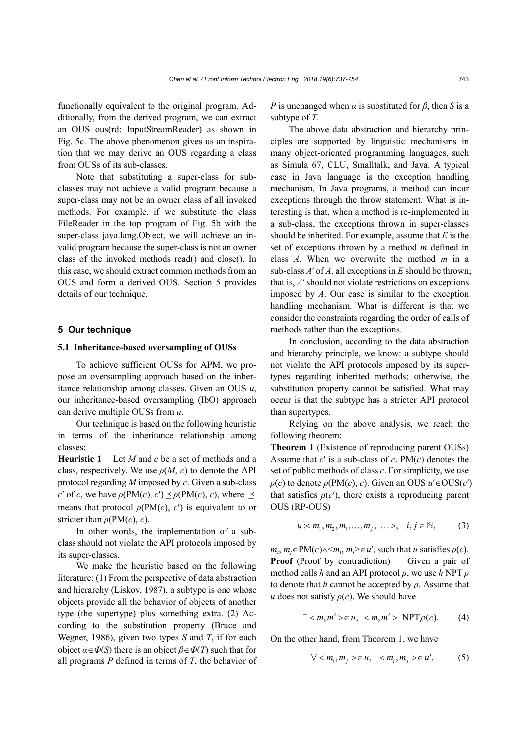functionally equivalent to the original program. Additionally, from the derived program, we can extract an OUS ous(rd: InputStreamReader) as shown in Fig. 5c. The above phenomenon gives us an inspiration that we may derive an OUS regarding a class from OUSs of its sub-classes.

Note that substituting a super-class for sub-classes may not achieve a valid program because a super-class may not be an owner class of all invoked methods. For example, if we substitute the class FileReader in the top program of Fig. 5b with the super-class java.lang.Object, we will achieve an invalid program because the super-class is not an owner class of the invoked methods read() and close(). In this case, we should extract common methods from an OUS and form a derived OUS. Section 5 provides details of our technique.

## 5 Our technique

### 5.1 Inheritance-based oversampling of OUSs

To achieve sufficient OUSs for APM, we propose an oversampling approach based on the inheritance relationship among classes. Given an OUS $u$, our inheritance-based oversampling (IbO) approach can derive multiple OUSs from $u$.

Our technique is based on the following heuristic in terms of the inheritance relationship among classes:

**Heuristic 1** Let $M$ and $c$ be a set of methods and a class, respectively. We use $\rho(M, c)$ to denote the API protocol regarding $M$ imposed by $c$. Given a sub-class $c'$ of $c$, we have $\rho(\text{PM}(c), c') \preceq \rho(\text{PM}(c), c)$, where $\preceq$ means that protocol $\rho(\text{PM}(c), c')$ is equivalent to or stricter than $\rho(\text{PM}(c), c)$.

In other words, the implementation of a sub-class should not violate the API protocols imposed by its super-classes.

We make the heuristic based on the following literature: (1) From the perspective of data abstraction and hierarchy (Liskov, 1987), a subtype is one whose objects provide all the behavior of objects of another type (the supertype) plus something extra. (2) According to the substitution property (Bruce and Wegner, 1986), given two types $S$ and $T$, if for each object $\alpha \in \Phi(S)$ there is an object $\beta \in \Phi(T)$ such that for all programs $P$ defined in terms of $T$, the behavior of $P$ is unchanged when $\alpha$ is substituted for $\beta$, then $S$ is a subtype of $T$.

The above data abstraction and hierarchy principles are supported by linguistic mechanisms in many object-oriented programming languages, such as Simula 67, CLU, Smalltalk, and Java. A typical case in Java language is the exception handling mechanism. In Java programs, a method can incur exceptions through the throw statement. What is interesting is that, when a method is re-implemented in a sub-class, the exceptions thrown in super-classes should be inherited. For example, assume that $E$ is the set of exceptions thrown by a method $m$ defined in class $A$. When we overwrite the method $m$ in a sub-class $A'$ of $A$, all exceptions in $E$ should be thrown; that is, $A'$ should not violate restrictions on exceptions imposed by $A$. Our case is similar to the exception handling mechanism. What is different is that we consider the constraints regarding the order of calls of methods rather than the exceptions.

In conclusion, according to the data abstraction and hierarchy principle, we know: a subtype should not violate the API protocols imposed by its supertypes regarding inherited methods; otherwise, the substitution property cannot be satisfied. What may occur is that the subtype has a stricter API protocol than supertypes.

Relying on the above analysis, we reach the following theorem:

**Theorem 1** (Existence of reproducing parent OUSs) Assume that $c'$ is a sub-class of $c$. PM($c$) denotes the set of public methods of class $c$. For simplicity, we use $\rho(c)$ to denote $\rho(\text{PM}(c), c)$. Given an OUS $u' \in \text{OUS}(c')$ that satisfies $\rho(c')$, there exists a reproducing parent OUS (RP-OUS)

$$u :< m_1, m_2, m_i, \ldots, m_j, \ \ldots >, \quad i, j \in \mathbb{N}, \tag{3}$$

$m_i, m_j \in \text{PM}(c) \wedge <m_i, m_j> \in u'$, such that $u$ satisfies $\rho(c)$.

**Proof** (Proof by contradiction) Given a pair of method calls $h$ and an API protocol $\rho$, we use $h$ NPT $\rho$ to denote that $h$ cannot be accepted by $\rho$. Assume that $u$ does not satisfy $\rho(c)$. We should have

$$\exists < m, m' > \in u, \ < m, m' > \ \text{NPT}\rho(c). \tag{4}$$

On the other hand, from Theorem 1, we have

$$\forall < m_i, m_j > \in u, \quad < m_i, m_j > \in u'. \tag{5}$$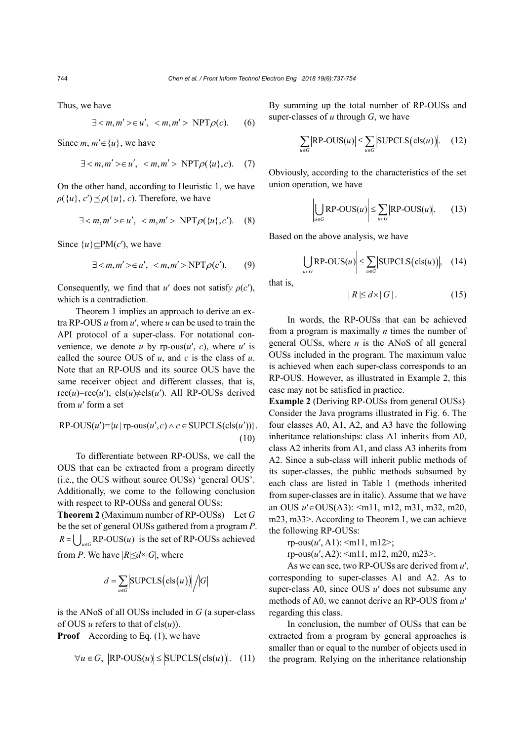Thus, we have

$$\exists <m,m'> \in u',\ <m,m'> \ \text{NPT}\rho(c). \quad (6)$$

Since $m, m' \in \{u\}$, we have

$$\exists <m,m'> \in u',\ <m,m'> \ \text{NPT}\rho(\{u\},c). \quad (7)$$

On the other hand, according to Heuristic 1, we have $\rho(\{u\}, c') \preceq \rho(\{u\}, c)$. Therefore, we have

$$\exists <m,m'> \in u',\ <m,m'> \ \text{NPT}\rho(\{u\},c'). \quad (8)$$

Since $\{u\} \subseteq \text{PM}(c')$, we have

$$\exists <m,m'> \in u',\ <m,m'> \text{NPT}\rho(c'). \quad (9)$$

Consequently, we find that $u'$ does not satisfy $\rho(c')$, which is a contradiction.

Theorem 1 implies an approach to derive an extra RP-OUS $u$ from $u'$, where $u$ can be used to train the API protocol of a super-class. For notational convenience, we denote $u$ by rp-ous($u'$, $c$), where $u'$ is called the source OUS of $u$, and $c$ is the class of $u$. Note that an RP-OUS and its source OUS have the same receiver object and different classes, that is, rec($u$)=rec($u'$), cls($u$)≠cls($u'$). All RP-OUSs derived from $u'$ form a set

$$\text{RP-OUS}(u')=\{u \mid \text{rp-ous}(u',c) \wedge c \in \text{SUPCLS}(\text{cls}(u'))\}. \quad (10)$$

To differentiate between RP-OUSs, we call the OUS that can be extracted from a program directly (i.e., the OUS without source OUSs) 'general OUS'. Additionally, we come to the following conclusion with respect to RP-OUSs and general OUSs:

**Theorem 2** (Maximum number of RP-OUSs) Let $G$ be the set of general OUSs gathered from a program $P$. $R=\bigcup_{u\in G}\text{RP-OUS}(u)$ is the set of RP-OUSs achieved from $P$. We have $|R|\leq d\times|G|$, where

$$d=\sum_{u\in G}\left|\text{SUPCLS}\left(\text{cls}(u)\right)\right| \Big/ |G|$$

is the ANoS of all OUSs included in $G$ (a super-class of OUS $u$ refers to that of cls($u$)).

**Proof** According to Eq. (1), we have

$$\forall u \in G,\ \left|\text{RP-OUS}(u)\right| \leq \left|\text{SUPCLS}\left(\text{cls}(u)\right)\right|. \quad (11)$$

By summing up the total number of RP-OUSs and super-classes of $u$ through $G$, we have

$$\sum_{u\in G}\left|\text{RP-OUS}(u)\right| \leq \sum_{u\in G}\left|\text{SUPCLS}\left(\text{cls}(u)\right)\right|. \quad (12)$$

Obviously, according to the characteristics of the set union operation, we have

$$\left|\bigcup_{u\in G}\text{RP-OUS}(u)\right| \leq \sum_{u\in G}\left|\text{RP-OUS}(u)\right|. \quad (13)$$

Based on the above analysis, we have

$$\left|\bigcup_{u\in G}\text{RP-OUS}(u)\right| \leq \sum_{u\in G}\left|\text{SUPCLS}\left(\text{cls}(u)\right)\right|, \quad (14)$$

that is,

$$|R| \leq d\times|G|. \quad (15)$$

In words, the RP-OUSs that can be achieved from a program is maximally $n$ times the number of general OUSs, where $n$ is the ANoS of all general OUSs included in the program. The maximum value is achieved when each super-class corresponds to an RP-OUS. However, as illustrated in Example 2, this case may not be satisfied in practice.

**Example 2** (Deriving RP-OUSs from general OUSs) Consider the Java programs illustrated in Fig. 6. The four classes A0, A1, A2, and A3 have the following inheritance relationships: class A1 inherits from A0, class A2 inherits from A1, and class A3 inherits from A2. Since a sub-class will inherit public methods of its super-classes, the public methods subsumed by each class are listed in Table 1 (methods inherited from super-classes are in italic). Assume that we have an OUS $u' \in$OUS(A3): <m11, m12, m31, m32, m20, m23, m33>. According to Theorem 1, we can achieve the following RP-OUSs:

rp-ous($u'$, A1): <m11, m12>;

rp-ous($u'$, A2): <m11, m12, m20, m23>.

As we can see, two RP-OUSs are derived from $u'$, corresponding to super-classes A1 and A2. As to super-class A0, since OUS $u'$ does not subsume any methods of A0, we cannot derive an RP-OUS from $u'$ regarding this class.

In conclusion, the number of OUSs that can be extracted from a program by general approaches is smaller than or equal to the number of objects used in the program. Relying on the inheritance relationship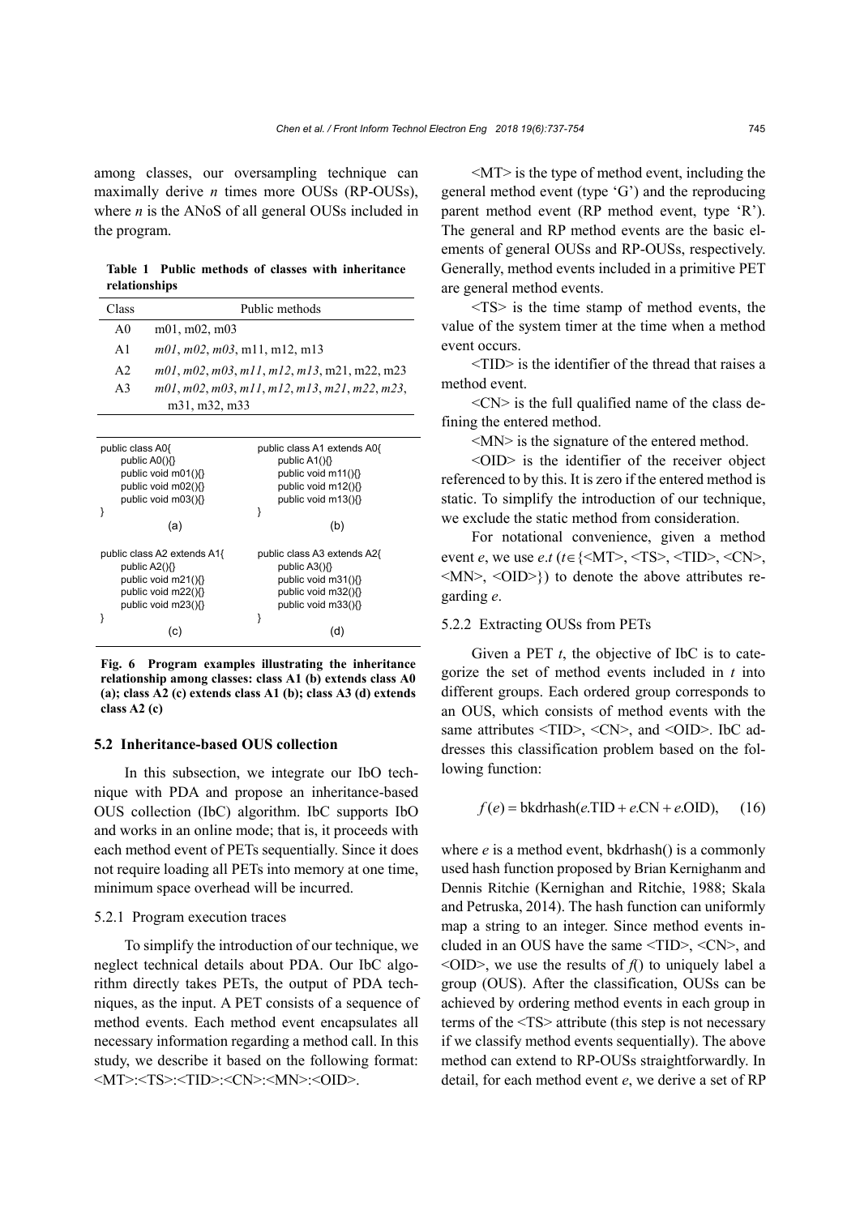among classes, our oversampling technique can maximally derive $n$ times more OUSs (RP-OUSs), where $n$ is the ANoS of all general OUSs included in the program.

**Table 1 Public methods of classes with inheritance relationships**

| Class | Public methods |
|---|---|
| A0 | m01, m02, m03 |
| A1 | *m01*, *m02*, *m03*, m11, m12, m13 |
| A2 | *m01*, *m02*, *m03*, *m11*, *m12*, *m13*, m21, m22, m23 |
| A3 | *m01*, *m02*, *m03*, *m11*, *m12*, *m13*, *m21*, *m22*, *m23*, m31, m32, m33 |

```
public class A0{
    public A0(){}
    public void m01(){}
    public void m02(){}
    public void m03(){}
}
```
(a)

```
public class A1 extends A0{
    public A1(){}
    public void m11(){}
    public void m12(){}
    public void m13(){}
}
```
(b)

```
public class A2 extends A1{
    public A2(){}
    public void m21(){}
    public void m22(){}
    public void m23(){}
}
```
(c)

```
public class A3 extends A2{
    public A3(){}
    public void m31(){}
    public void m32(){}
    public void m33(){}
}
```
(d)

**Fig. 6 Program examples illustrating the inheritance relationship among classes: class A1 (b) extends class A0 (a); class A2 (c) extends class A1 (b); class A3 (d) extends class A2 (c)**

### 5.2 Inheritance-based OUS collection

In this subsection, we integrate our IbO technique with PDA and propose an inheritance-based OUS collection (IbC) algorithm. IbC supports IbO and works in an online mode; that is, it proceeds with each method event of PETs sequentially. Since it does not require loading all PETs into memory at one time, minimum space overhead will be incurred.

#### 5.2.1 Program execution traces

To simplify the introduction of our technique, we neglect technical details about PDA. Our IbC algorithm directly takes PETs, the output of PDA techniques, as the input. A PET consists of a sequence of method events. Each method event encapsulates all necessary information regarding a method call. In this study, we describe it based on the following format: <MT>:<TS>:<TID>:<CN>:<MN>:<OID>.

<MT> is the type of method event, including the general method event (type 'G') and the reproducing parent method event (RP method event, type 'R'). The general and RP method events are the basic elements of general OUSs and RP-OUSs, respectively. Generally, method events included in a primitive PET are general method events.

<TS> is the time stamp of method events, the value of the system timer at the time when a method event occurs.

<TID> is the identifier of the thread that raises a method event.

<CN> is the full qualified name of the class defining the entered method.

<MN> is the signature of the entered method.

<OID> is the identifier of the receiver object referenced to by this. It is zero if the entered method is static. To simplify the introduction of our technique, we exclude the static method from consideration.

For notational convenience, given a method event $e$, we use $e.t$ ($t \in$ {<MT>, <TS>, <TID>, <CN>, <MN>, <OID>}) to denote the above attributes regarding $e$.

#### 5.2.2 Extracting OUSs from PETs

Given a PET $t$, the objective of IbC is to categorize the set of method events included in $t$ into different groups. Each ordered group corresponds to an OUS, which consists of method events with the same attributes <TID>, <CN>, and <OID>. IbC addresses this classification problem based on the following function:

$$f(e) = \text{bkdrhash}(e.\text{TID} + e.\text{CN} + e.\text{OID}), \quad (16)$$

where $e$ is a method event, bkdrhash() is a commonly used hash function proposed by Brian Kernighanm and Dennis Ritchie (Kernighan and Ritchie, 1988; Skala and Petruska, 2014). The hash function can uniformly map a string to an integer. Since method events included in an OUS have the same <TID>, <CN>, and <OID>, we use the results of $f()$ to uniquely label a group (OUS). After the classification, OUSs can be achieved by ordering method events in each group in terms of the <TS> attribute (this step is not necessary if we classify method events sequentially). The above method can extend to RP-OUSs straightforwardly. In detail, for each method event $e$, we derive a set of RP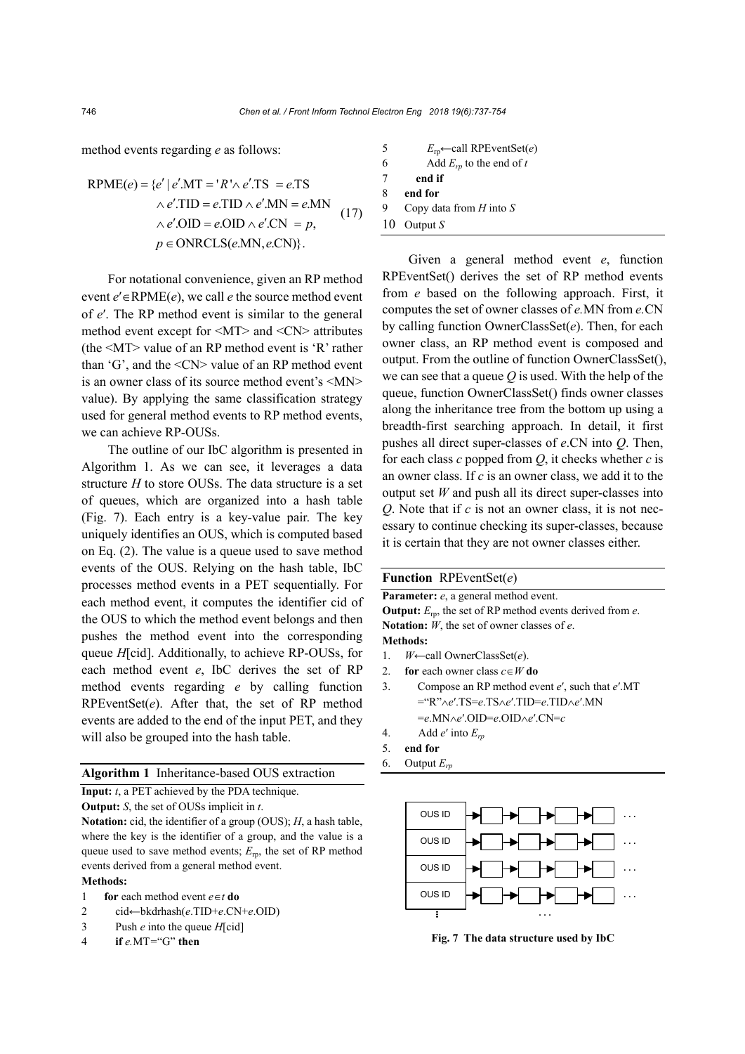method events regarding $e$ as follows:

$$\begin{aligned}\text{RPME}(e) = \{e' \mid\ & e'.\text{MT} = 'R' \wedge e'.\text{TS} = e.\text{TS} \\ & \wedge e'.\text{TID} = e.\text{TID} \wedge e'.\text{MN} = e.\text{MN} \\ & \wedge e'.\text{OID} = e.\text{OID} \wedge e'.\text{CN} = p, \\ & p \in \text{ONRCLS}(e.\text{MN}, e.\text{CN})\}.\end{aligned} \tag{17}$$

For notational convenience, given an RP method event $e' \in \text{RPME}(e)$, we call $e$ the source method event of $e'$. The RP method event is similar to the general method event except for <MT> and <CN> attributes (the <MT> value of an RP method event is 'R' rather than 'G', and the <CN> value of an RP method event is an owner class of its source method event's <MN> value). By applying the same classification strategy used for general method events to RP method events, we can achieve RP-OUSs.

The outline of our IbC algorithm is presented in Algorithm 1. As we can see, it leverages a data structure $H$ to store OUSs. The data structure is a set of queues, which are organized into a hash table (Fig. 7). Each entry is a key-value pair. The key uniquely identifies an OUS, which is computed based on Eq. (2). The value is a queue used to save method events of the OUS. Relying on the hash table, IbC processes method events in a PET sequentially. For each method event, it computes the identifier cid of the OUS to which the method event belongs and then pushes the method event into the corresponding queue $H$[cid]. Additionally, to achieve RP-OUSs, for each method event $e$, IbC derives the set of RP method events regarding $e$ by calling function RPEventSet($e$). After that, the set of RP method events are added to the end of the input PET, and they will also be grouped into the hash table.

**Algorithm 1** Inheritance-based OUS extraction

**Input:** $t$, a PET achieved by the PDA technique.
**Output:** $S$, the set of OUSs implicit in $t$.
**Notation:** cid, the identifier of a group (OUS); $H$, a hash table, where the key is the identifier of a group, and the value is a queue used to save method events; $E_{\text{rp}}$, the set of RP method events derived from a general method event.
**Methods:**

```
1   for each method event e∈t do
2       cid←bkdrhash(e.TID+e.CN+e.OID)
3       Push e into the queue H[cid]
4       if e.MT="G" then
5           E_rp←call RPEventSet(e)
6           Add E_rp to the end of t
7       end if
8   end for
9   Copy data from H into S
10  Output S
```

Given a general method event $e$, function RPEventSet() derives the set of RP method events from $e$ based on the following approach. First, it computes the set of owner classes of $e$.MN from $e$.CN by calling function OwnerClassSet($e$). Then, for each owner class, an RP method event is composed and output. From the outline of function OwnerClassSet(), we can see that a queue $Q$ is used. With the help of the queue, function OwnerClassSet() finds owner classes along the inheritance tree from the bottom up using a breadth-first searching approach. In detail, it first pushes all direct super-classes of $e$.CN into $Q$. Then, for each class $c$ popped from $Q$, it checks whether $c$ is an owner class. If $c$ is an owner class, we add it to the output set $W$ and push all its direct super-classes into $Q$. Note that if $c$ is not an owner class, it is not necessary to continue checking its super-classes, because it is certain that they are not owner classes either.

**Function** RPEventSet($e$)

**Parameter:** $e$, a general method event.
**Output:** $E_{\text{rp}}$, the set of RP method events derived from $e$.
**Notation:** $W$, the set of owner classes of $e$.
**Methods:**

```
1. W←call OwnerClassSet(e).
2. for each owner class c∈W do
3.     Compose an RP method event e′, such that e′.MT
       ="R"∧e′.TS=e.TS∧e′.TID=e.TID∧e′.MN
       =e.MN∧e′.OID=e.OID∧e′.CN=c
4.     Add e′ into E_rp
5. end for
6. Output E_rp
```

**Fig. 7 The data structure used by IbC**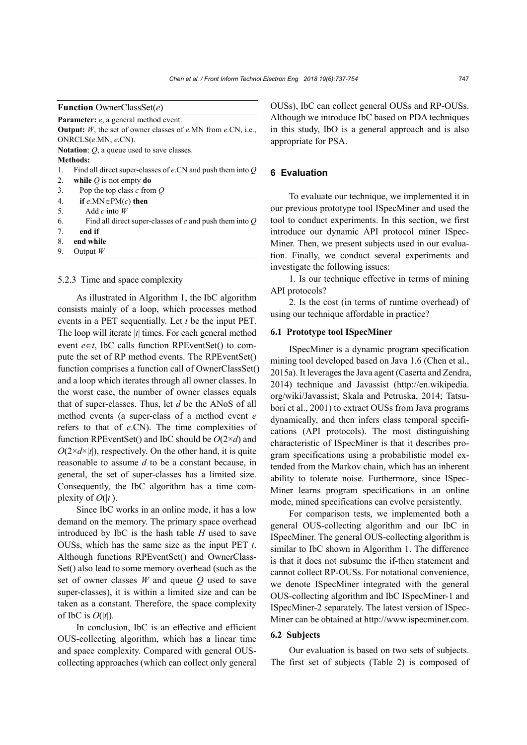**Function** OwnerClassSet($e$)

**Parameter:** $e$, a general method event.
**Output:** $W$, the set of owner classes of $e$.MN from $e$.CN, i.e., ONRCLS($e$.MN, $e$.CN).
**Notation**: $Q$, a queue used to save classes.
**Methods:**

```
1. Find all direct super-classes of e.CN and push them into Q
2. while Q is not empty do
3.   Pop the top class c from Q
4.   if e.MN∈PM(c) then
5.     Add c into W
6.     Find all direct super-classes of c and push them into Q
7.   end if
8. end while
9. Output W
```

#### 5.2.3 Time and space complexity

As illustrated in Algorithm 1, the IbC algorithm consists mainly of a loop, which processes method events in a PET sequentially. Let $t$ be the input PET. The loop will iterate $|t|$ times. For each general method event $e \in t$, IbC calls function RPEventSet() to compute the set of RP method events. The RPEventSet() function comprises a function call of OwnerClassSet() and a loop which iterates through all owner classes. In the worst case, the number of owner classes equals that of super-classes. Thus, let $d$ be the ANoS of all method events (a super-class of a method event $e$ refers to that of $e$.CN). The time complexities of function RPEventSet() and IbC should be $O(2\times d)$ and $O(2\times d\times|t|)$, respectively. On the other hand, it is quite reasonable to assume $d$ to be a constant because, in general, the set of super-classes has a limited size. Consequently, the IbC algorithm has a time complexity of $O(|t|)$.

Since IbC works in an online mode, it has a low demand on the memory. The primary space overhead introduced by IbC is the hash table $H$ used to save OUSs, which has the same size as the input PET $t$. Although functions RPEventSet() and OwnerClassSet() also lead to some memory overhead (such as the set of owner classes $W$ and queue $Q$ used to save super-classes), it is within a limited size and can be taken as a constant. Therefore, the space complexity of IbC is $O(|t|)$.

In conclusion, IbC is an effective and efficient OUS-collecting algorithm, which has a linear time and space complexity. Compared with general OUS-collecting approaches (which can collect only general OUSs), IbC can collect general OUSs and RP-OUSs. Although we introduce IbC based on PDA techniques in this study, IbO is a general approach and is also appropriate for PSA.

## 6 Evaluation

To evaluate our technique, we implemented it in our previous prototype tool ISpecMiner and used the tool to conduct experiments. In this section, we first introduce our dynamic API protocol miner ISpecMiner. Then, we present subjects used in our evaluation. Finally, we conduct several experiments and investigate the following issues:

1. Is our technique effective in terms of mining API protocols?

2. Is the cost (in terms of runtime overhead) of using our technique affordable in practice?

### 6.1 Prototype tool ISpecMiner

ISpecMiner is a dynamic program specification mining tool developed based on Java 1.6 (Chen et al., 2015a). It leverages the Java agent (Caserta and Zendra, 2014) technique and Javassist (http://en.wikipedia.org/wiki/Javassist; Skala and Petruska, 2014; Tatsubori et al., 2001) to extract OUSs from Java programs dynamically, and then infers class temporal specifications (API protocols). The most distinguishing characteristic of ISpecMiner is that it describes program specifications using a probabilistic model extended from the Markov chain, which has an inherent ability to tolerate noise. Furthermore, since ISpecMiner learns program specifications in an online mode, mined specifications can evolve persistently.

For comparison tests, we implemented both a general OUS-collecting algorithm and our IbC in ISpecMiner. The general OUS-collecting algorithm is similar to IbC shown in Algorithm 1. The difference is that it does not subsume the if-then statement and cannot collect RP-OUSs. For notational convenience, we denote ISpecMiner integrated with the general OUS-collecting algorithm and IbC ISpecMiner-1 and ISpecMiner-2 separately. The latest version of ISpecMiner can be obtained at http://www.ispecminer.com.

### 6.2 Subjects

Our evaluation is based on two sets of subjects. The first set of subjects (Table 2) is composed of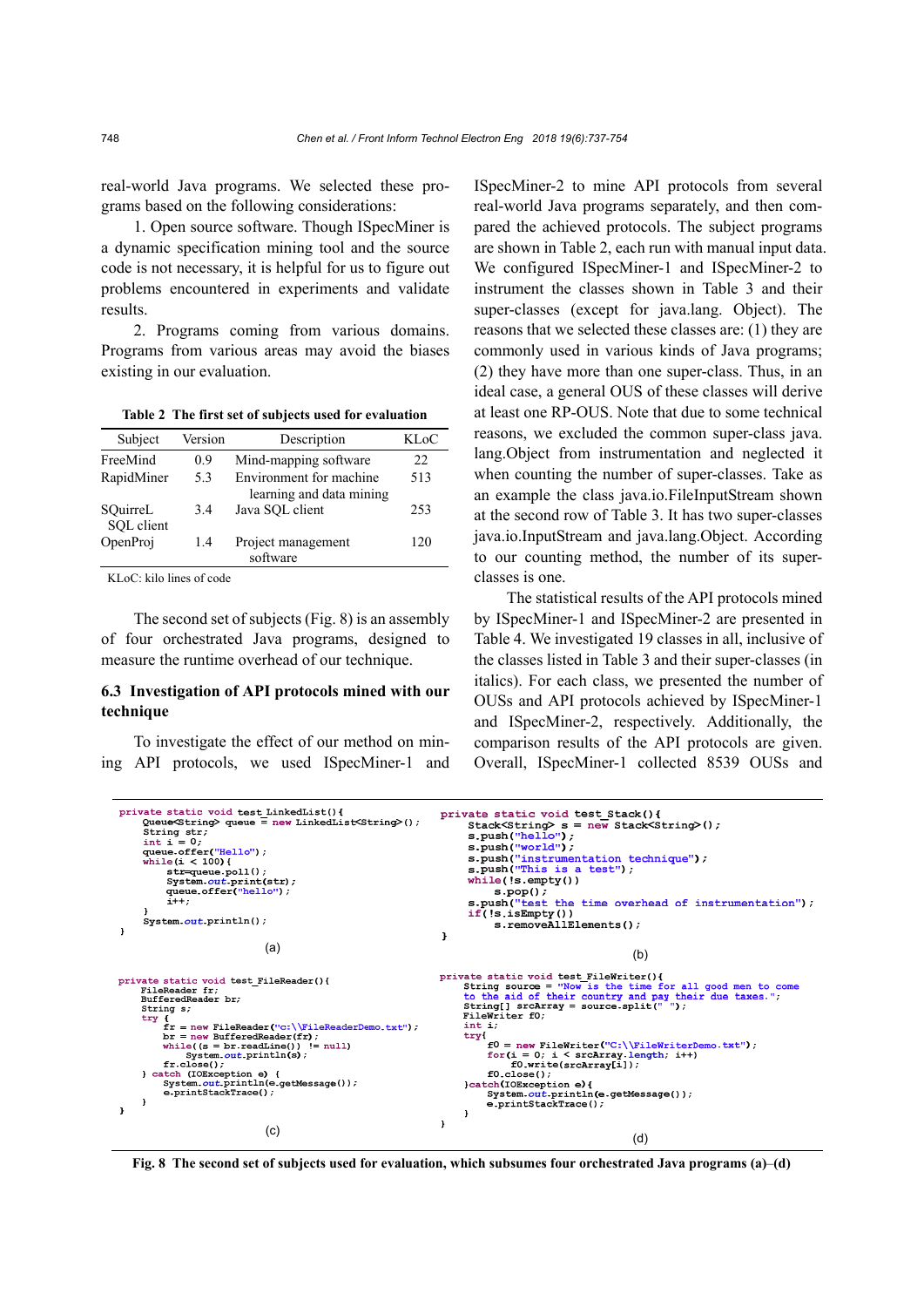real-world Java programs. We selected these programs based on the following considerations:

1. Open source software. Though ISpecMiner is a dynamic specification mining tool and the source code is not necessary, it is helpful for us to figure out problems encountered in experiments and validate results.

2. Programs coming from various domains. Programs from various areas may avoid the biases existing in our evaluation.

**Table 2 The first set of subjects used for evaluation**

| Subject | Version | Description | KLoC |
|---|---|---|---|
| FreeMind | 0.9 | Mind-mapping software | 22 |
| RapidMiner | 5.3 | Environment for machine learning and data mining | 513 |
| SQuirreL SQL client | 3.4 | Java SQL client | 253 |
| OpenProj | 1.4 | Project management software | 120 |

KLoC: kilo lines of code

The second set of subjects (Fig. 8) is an assembly of four orchestrated Java programs, designed to measure the runtime overhead of our technique.

### 6.3 Investigation of API protocols mined with our technique

To investigate the effect of our method on mining API protocols, we used ISpecMiner-1 and ISpecMiner-2 to mine API protocols from several real-world Java programs separately, and then compared the achieved protocols. The subject programs are shown in Table 2, each run with manual input data. We configured ISpecMiner-1 and ISpecMiner-2 to instrument the classes shown in Table 3 and their super-classes (except for java.lang. Object). The reasons that we selected these classes are: (1) they are commonly used in various kinds of Java programs; (2) they have more than one super-class. Thus, in an ideal case, a general OUS of these classes will derive at least one RP-OUS. Note that due to some technical reasons, we excluded the common super-class java. lang.Object from instrumentation and neglected it when counting the number of super-classes. Take as an example the class java.io.FileInputStream shown at the second row of Table 3. It has two super-classes java.io.InputStream and java.lang.Object. According to our counting method, the number of its super-classes is one.

The statistical results of the API protocols mined by ISpecMiner-1 and ISpecMiner-2 are presented in Table 4. We investigated 19 classes in all, inclusive of the classes listed in Table 3 and their super-classes (in italics). For each class, we presented the number of OUSs and API protocols achieved by ISpecMiner-1 and ISpecMiner-2, respectively. Additionally, the comparison results of the API protocols are given. Overall, ISpecMiner-1 collected 8539 OUSs and

```java
private static void test_LinkedList(){
    Queue<String> queue = new LinkedList<String>();
    String str;
    int i = 0;
    queue.offer("Hello");
    while(i < 100){
        str=queue.poll();
        System.out.print(str);
        queue.offer("hello");
        i++;
    }
    System.out.println();
}
```

(a)

```java
private static void test_Stack(){
    Stack<String> s = new Stack<String>();
    s.push("hello");
    s.push("world");
    s.push("instrumentation technique");
    s.push("This is a test");
    while(!s.empty())
        s.pop();
    s.push("test the time overhead of instrumentation");
    if(!s.isEmpty())
        s.removeAllElements();
}
```

(b)

```java
private static void test_FileReader(){
    FileReader fr;
    BufferedReader br;
    String s;
    try {
        fr = new FileReader("c:\\FileReaderDemo.txt");
        br = new BufferedReader(fr);
        while((s = br.readLine()) != null)
            System.out.println(s);
        fr.close();
    } catch (IOException e) {
        System.out.println(e.getMessage());
        e.printStackTrace();
    }
}
```

(c)

```java
private static void test_FileWriter(){
    String source = "Now is the time for all good men to come
    to the aid of their country and pay their due taxes.";
    String[] srcArray = source.split(" ");
    FileWriter f0;
    int i;
    try{
        f0 = new FileWriter("C:\\FileWriterDemo.txt");
        for(i = 0; i < srcArray.length; i++)
            f0.write(srcArray[i]);
        f0.close();
    }catch(IOException e){
        System.out.println(e.getMessage());
        e.printStackTrace();
    }
}
```

(d)

**Fig. 8 The second set of subjects used for evaluation, which subsumes four orchestrated Java programs (a)–(d)**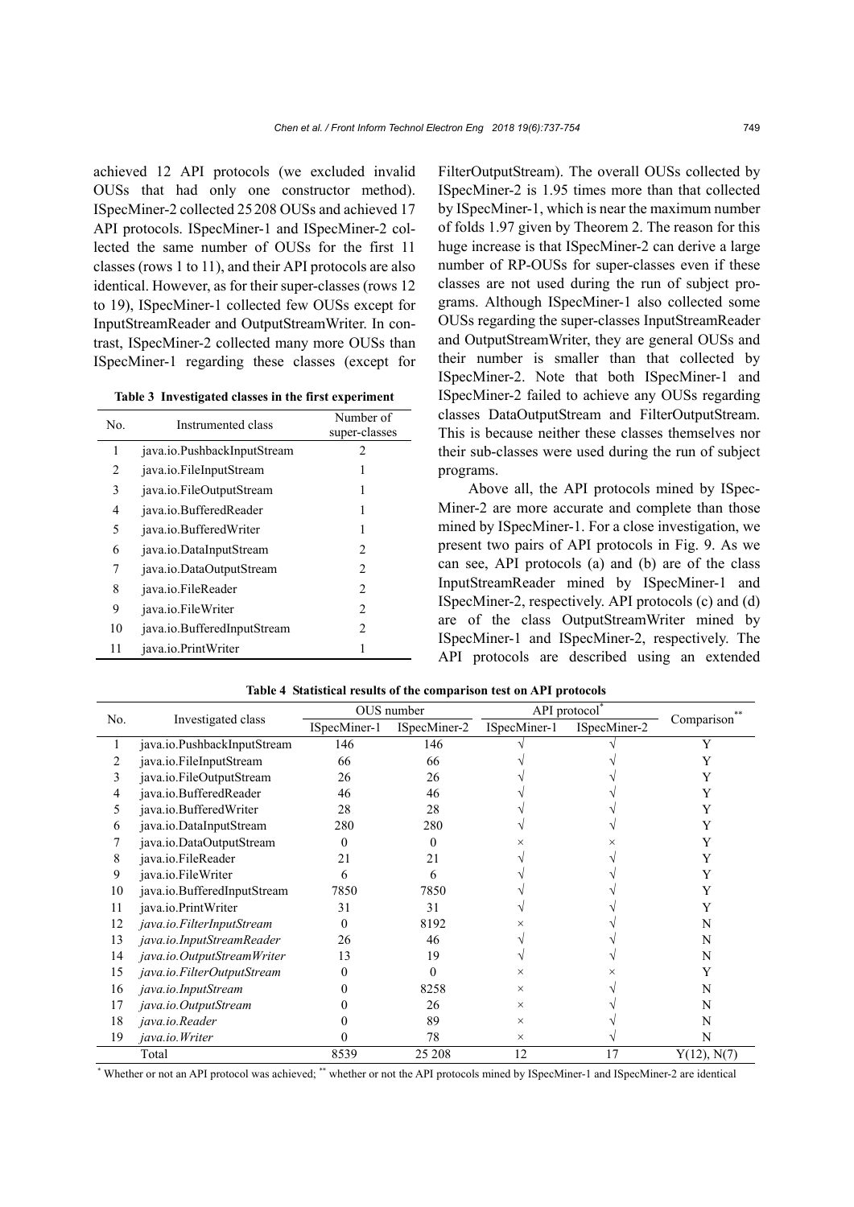achieved 12 API protocols (we excluded invalid OUSs that had only one constructor method). ISpecMiner-2 collected 25 208 OUSs and achieved 17 API protocols. ISpecMiner-1 and ISpecMiner-2 collected the same number of OUSs for the first 11 classes (rows 1 to 11), and their API protocols are also identical. However, as for their super-classes (rows 12 to 19), ISpecMiner-1 collected few OUSs except for InputStreamReader and OutputStreamWriter. In contrast, ISpecMiner-2 collected many more OUSs than ISpecMiner-1 regarding these classes (except for FilterOutputStream). The overall OUSs collected by ISpecMiner-2 is 1.95 times more than that collected by ISpecMiner-1, which is near the maximum number of folds 1.97 given by Theorem 2. The reason for this huge increase is that ISpecMiner-2 can derive a large number of RP-OUSs for super-classes even if these classes are not used during the run of subject programs. Although ISpecMiner-1 also collected some OUSs regarding the super-classes InputStreamReader and OutputStreamWriter, they are general OUSs and their number is smaller than that collected by ISpecMiner-2. Note that both ISpecMiner-1 and ISpecMiner-2 failed to achieve any OUSs regarding classes DataOutputStream and FilterOutputStream. This is because neither these classes themselves nor their sub-classes were used during the run of subject programs.

**Table 3 Investigated classes in the first experiment**

| No. | Instrumented class | Number of super-classes |
|---|---|---|
| 1 | java.io.PushbackInputStream | 2 |
| 2 | java.io.FileInputStream | 1 |
| 3 | java.io.FileOutputStream | 1 |
| 4 | java.io.BufferedReader | 1 |
| 5 | java.io.BufferedWriter | 1 |
| 6 | java.io.DataInputStream | 2 |
| 7 | java.io.DataOutputStream | 2 |
| 8 | java.io.FileReader | 2 |
| 9 | java.io.FileWriter | 2 |
| 10 | java.io.BufferedInputStream | 2 |
| 11 | java.io.PrintWriter | 1 |

Above all, the API protocols mined by ISpecMiner-2 are more accurate and complete than those mined by ISpecMiner-1. For a close investigation, we present two pairs of API protocols in Fig. 9. As we can see, API protocols (a) and (b) are of the class InputStreamReader mined by ISpecMiner-1 and ISpecMiner-2, respectively. API protocols (c) and (d) are of the class OutputStreamWriter mined by ISpecMiner-1 and ISpecMiner-2, respectively. The API protocols are described using an extended

**Table 4 Statistical results of the comparison test on API protocols**

| No. | Investigated class | OUS number | | API protocol* | | Comparison** |
|---|---|---|---|---|---|---|
| | | ISpecMiner-1 | ISpecMiner-2 | ISpecMiner-1 | ISpecMiner-2 | |
| 1 | java.io.PushbackInputStream | 146 | 146 | √ | √ | Y |
| 2 | java.io.FileInputStream | 66 | 66 | √ | √ | Y |
| 3 | java.io.FileOutputStream | 26 | 26 | √ | √ | Y |
| 4 | java.io.BufferedReader | 46 | 46 | √ | √ | Y |
| 5 | java.io.BufferedWriter | 28 | 28 | √ | √ | Y |
| 6 | java.io.DataInputStream | 280 | 280 | √ | √ | Y |
| 7 | java.io.DataOutputStream | 0 | 0 | × | × | Y |
| 8 | java.io.FileReader | 21 | 21 | √ | √ | Y |
| 9 | java.io.FileWriter | 6 | 6 | √ | √ | Y |
| 10 | java.io.BufferedInputStream | 7850 | 7850 | √ | √ | Y |
| 11 | java.io.PrintWriter | 31 | 31 | √ | √ | Y |
| 12 | *java.io.FilterInputStream* | 0 | 8192 | × | √ | N |
| 13 | *java.io.InputStreamReader* | 26 | 46 | √ | √ | N |
| 14 | *java.io.OutputStreamWriter* | 13 | 19 | √ | √ | N |
| 15 | *java.io.FilterOutputStream* | 0 | 0 | × | × | Y |
| 16 | *java.io.InputStream* | 0 | 8258 | × | √ | N |
| 17 | *java.io.OutputStream* | 0 | 26 | × | √ | N |
| 18 | *java.io.Reader* | 0 | 89 | × | √ | N |
| 19 | *java.io.Writer* | 0 | 78 | × | √ | N |
| | Total | 8539 | 25 208 | 12 | 17 | Y(12), N(7) |

\* Whether or not an API protocol was achieved; \*\* whether or not the API protocols mined by ISpecMiner-1 and ISpecMiner-2 are identical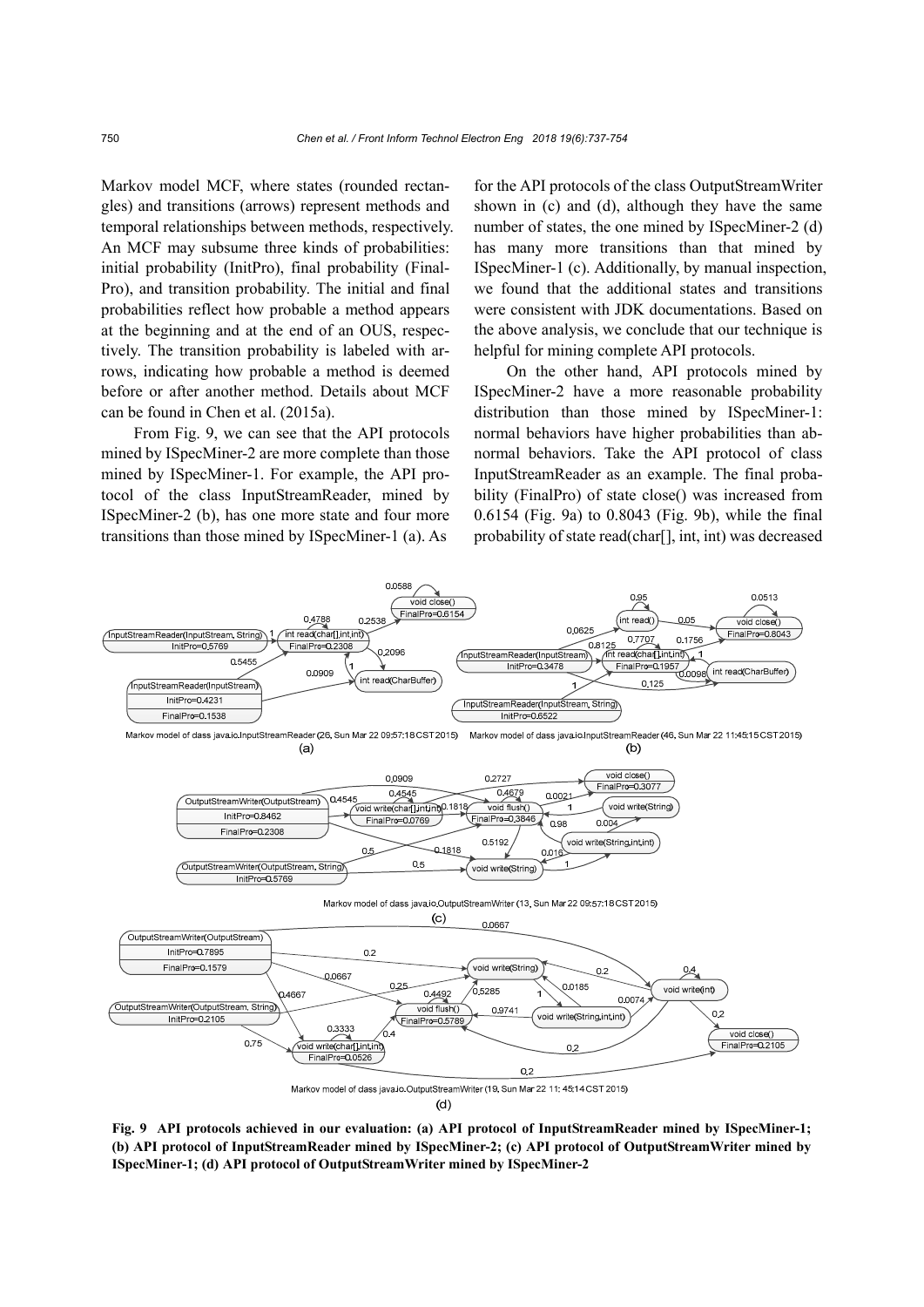Markov model MCF, where states (rounded rectangles) and transitions (arrows) represent methods and temporal relationships between methods, respectively. An MCF may subsume three kinds of probabilities: initial probability (InitPro), final probability (FinalPro), and transition probability. The initial and final probabilities reflect how probable a method appears at the beginning and at the end of an OUS, respectively. The transition probability is labeled with arrows, indicating how probable a method is deemed before or after another method. Details about MCF can be found in Chen et al. (2015a).

From Fig. 9, we can see that the API protocols mined by ISpecMiner-2 are more complete than those mined by ISpecMiner-1. For example, the API protocol of the class InputStreamReader, mined by ISpecMiner-2 (b), has one more state and four more transitions than those mined by ISpecMiner-1 (a). As for the API protocols of the class OutputStreamWriter shown in (c) and (d), although they have the same number of states, the one mined by ISpecMiner-2 (d) has many more transitions than that mined by ISpecMiner-1 (c). Additionally, by manual inspection, we found that the additional states and transitions were consistent with JDK documentations. Based on the above analysis, we conclude that our technique is helpful for mining complete API protocols.

On the other hand, API protocols mined by ISpecMiner-2 have a more reasonable probability distribution than those mined by ISpecMiner-1: normal behaviors have higher probabilities than abnormal behaviors. Take the API protocol of class InputStreamReader as an example. The final probability (FinalPro) of state close() was increased from 0.6154 (Fig. 9a) to 0.8043 (Fig. 9b), while the final probability of state read(char[], int, int) was decreased

**Fig. 9 API protocols achieved in our evaluation: (a) API protocol of InputStreamReader mined by ISpecMiner-1; (b) API protocol of InputStreamReader mined by ISpecMiner-2; (c) API protocol of OutputStreamWriter mined by ISpecMiner-1; (d) API protocol of OutputStreamWriter mined by ISpecMiner-2**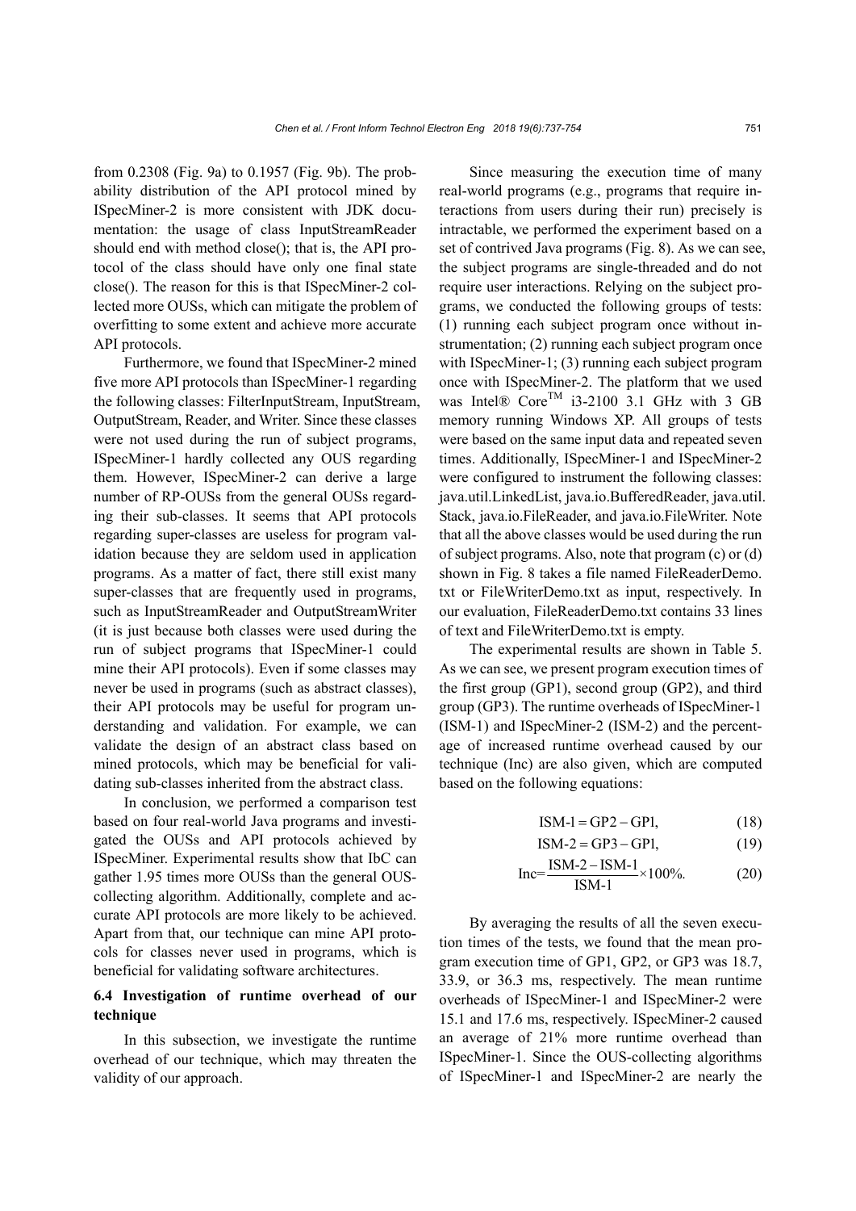from 0.2308 (Fig. 9a) to 0.1957 (Fig. 9b). The probability distribution of the API protocol mined by ISpecMiner-2 is more consistent with JDK documentation: the usage of class InputStreamReader should end with method close(); that is, the API protocol of the class should have only one final state close(). The reason for this is that ISpecMiner-2 collected more OUSs, which can mitigate the problem of overfitting to some extent and achieve more accurate API protocols.

Furthermore, we found that ISpecMiner-2 mined five more API protocols than ISpecMiner-1 regarding the following classes: FilterInputStream, InputStream, OutputStream, Reader, and Writer. Since these classes were not used during the run of subject programs, ISpecMiner-1 hardly collected any OUS regarding them. However, ISpecMiner-2 can derive a large number of RP-OUSs from the general OUSs regarding their sub-classes. It seems that API protocols regarding super-classes are useless for program validation because they are seldom used in application programs. As a matter of fact, there still exist many super-classes that are frequently used in programs, such as InputStreamReader and OutputStreamWriter (it is just because both classes were used during the run of subject programs that ISpecMiner-1 could mine their API protocols). Even if some classes may never be used in programs (such as abstract classes), their API protocols may be useful for program understanding and validation. For example, we can validate the design of an abstract class based on mined protocols, which may be beneficial for validating sub-classes inherited from the abstract class.

In conclusion, we performed a comparison test based on four real-world Java programs and investigated the OUSs and API protocols achieved by ISpecMiner. Experimental results show that IbC can gather 1.95 times more OUSs than the general OUS-collecting algorithm. Additionally, complete and accurate API protocols are more likely to be achieved. Apart from that, our technique can mine API protocols for classes never used in programs, which is beneficial for validating software architectures.

### 6.4 Investigation of runtime overhead of our technique

In this subsection, we investigate the runtime overhead of our technique, which may threaten the validity of our approach.

Since measuring the execution time of many real-world programs (e.g., programs that require interactions from users during their run) precisely is intractable, we performed the experiment based on a set of contrived Java programs (Fig. 8). As we can see, the subject programs are single-threaded and do not require user interactions. Relying on the subject programs, we conducted the following groups of tests: (1) running each subject program once without instrumentation; (2) running each subject program once with ISpecMiner-1; (3) running each subject program once with ISpecMiner-2. The platform that we used was Intel® Core$^{TM}$ i3-2100 3.1 GHz with 3 GB memory running Windows XP. All groups of tests were based on the same input data and repeated seven times. Additionally, ISpecMiner-1 and ISpecMiner-2 were configured to instrument the following classes: java.util.LinkedList, java.io.BufferedReader, java.util.Stack, java.io.FileReader, and java.io.FileWriter. Note that all the above classes would be used during the run of subject programs. Also, note that program (c) or (d) shown in Fig. 8 takes a file named FileReaderDemo.txt or FileWriterDemo.txt as input, respectively. In our evaluation, FileReaderDemo.txt contains 33 lines of text and FileWriterDemo.txt is empty.

The experimental results are shown in Table 5. As we can see, we present program execution times of the first group (GP1), second group (GP2), and third group (GP3). The runtime overheads of ISpecMiner-1 (ISM-1) and ISpecMiner-2 (ISM-2) and the percentage of increased runtime overhead caused by our technique (Inc) are also given, which are computed based on the following equations:

$$\text{ISM-1} = \text{GP2} - \text{GP1}, \tag{18}$$

$$\text{ISM-2} = \text{GP3} - \text{GP1}, \tag{19}$$

$$\text{Inc} = \frac{\text{ISM-2} - \text{ISM-1}}{\text{ISM-1}} \times 100\%. \tag{20}$$

By averaging the results of all the seven execution times of the tests, we found that the mean program execution time of GP1, GP2, or GP3 was 18.7, 33.9, or 36.3 ms, respectively. The mean runtime overheads of ISpecMiner-1 and ISpecMiner-2 were 15.1 and 17.6 ms, respectively. ISpecMiner-2 caused an average of 21% more runtime overhead than ISpecMiner-1. Since the OUS-collecting algorithms of ISpecMiner-1 and ISpecMiner-2 are nearly the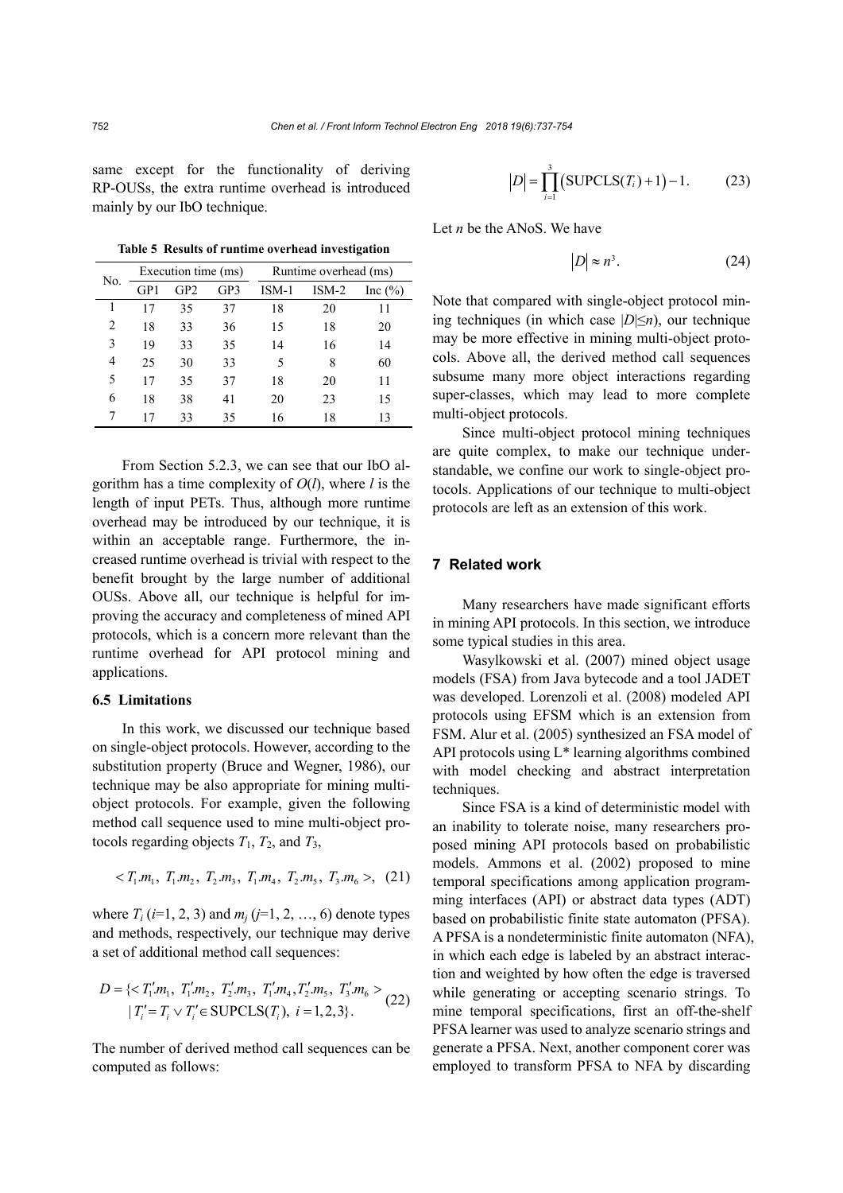same except for the functionality of deriving RP-OUSs, the extra runtime overhead is introduced mainly by our IbO technique.

**Table 5 Results of runtime overhead investigation**

| No. | Execution time (ms) | | | Runtime overhead (ms) | | |
|---|---|---|---|---|---|---|
| | GP1 | GP2 | GP3 | ISM-1 | ISM-2 | Inc (%) |
| 1 | 17 | 35 | 37 | 18 | 20 | 11 |
| 2 | 18 | 33 | 36 | 15 | 18 | 20 |
| 3 | 19 | 33 | 35 | 14 | 16 | 14 |
| 4 | 25 | 30 | 33 | 5 | 8 | 60 |
| 5 | 17 | 35 | 37 | 18 | 20 | 11 |
| 6 | 18 | 38 | 41 | 20 | 23 | 15 |
| 7 | 17 | 33 | 35 | 16 | 18 | 13 |

From Section 5.2.3, we can see that our IbO algorithm has a time complexity of $O(l)$, where $l$ is the length of input PETs. Thus, although more runtime overhead may be introduced by our technique, it is within an acceptable range. Furthermore, the increased runtime overhead is trivial with respect to the benefit brought by the large number of additional OUSs. Above all, our technique is helpful for improving the accuracy and completeness of mined API protocols, which is a concern more relevant than the runtime overhead for API protocol mining and applications.

### 6.5 Limitations

In this work, we discussed our technique based on single-object protocols. However, according to the substitution property (Bruce and Wegner, 1986), our technique may be also appropriate for mining multi-object protocols. For example, given the following method call sequence used to mine multi-object protocols regarding objects $T_1$, $T_2$, and $T_3$,

$$< T_1.m_1,\ T_1.m_2,\ T_2.m_3,\ T_1.m_4,\ T_2.m_5,\ T_3.m_6 >, \quad (21)$$

where $T_i$ ($i$=1, 2, 3) and $m_j$ ($j$=1, 2, …, 6) denote types and methods, respectively, our technique may derive a set of additional method call sequences:

$$D = \{< T_1'.m_1,\ T_1'.m_2,\ T_2'.m_3,\ T_1'.m_4, T_2'.m_5,\ T_3'.m_6 > \mid T_i' = T_i \vee T_i' \in \text{SUPCLS}(T_i),\ i = 1,2,3\}. \quad (22)$$

The number of derived method call sequences can be computed as follows:

$$|D| = \prod_{i=1}^{3}\left(\text{SUPCLS}(T_i)+1\right) - 1. \quad (23)$$

Let $n$ be the ANoS. We have

$$|D| \approx n^3. \quad (24)$$

Note that compared with single-object protocol mining techniques (in which case $|D| \leq n$), our technique may be more effective in mining multi-object protocols. Above all, the derived method call sequences subsume many more object interactions regarding super-classes, which may lead to more complete multi-object protocols.

Since multi-object protocol mining techniques are quite complex, to make our technique understandable, we confine our work to single-object protocols. Applications of our technique to multi-object protocols are left as an extension of this work.

## 7 Related work

Many researchers have made significant efforts in mining API protocols. In this section, we introduce some typical studies in this area.

Wasylkowski et al. (2007) mined object usage models (FSA) from Java bytecode and a tool JADET was developed. Lorenzoli et al. (2008) modeled API protocols using EFSM which is an extension from FSM. Alur et al. (2005) synthesized an FSA model of API protocols using L* learning algorithms combined with model checking and abstract interpretation techniques.

Since FSA is a kind of deterministic model with an inability to tolerate noise, many researchers proposed mining API protocols based on probabilistic models. Ammons et al. (2002) proposed to mine temporal specifications among application programming interfaces (API) or abstract data types (ADT) based on probabilistic finite state automaton (PFSA). A PFSA is a nondeterministic finite automaton (NFA), in which each edge is labeled by an abstract interaction and weighted by how often the edge is traversed while generating or accepting scenario strings. To mine temporal specifications, first an off-the-shelf PFSA learner was used to analyze scenario strings and generate a PFSA. Next, another component corer was employed to transform PFSA to NFA by discarding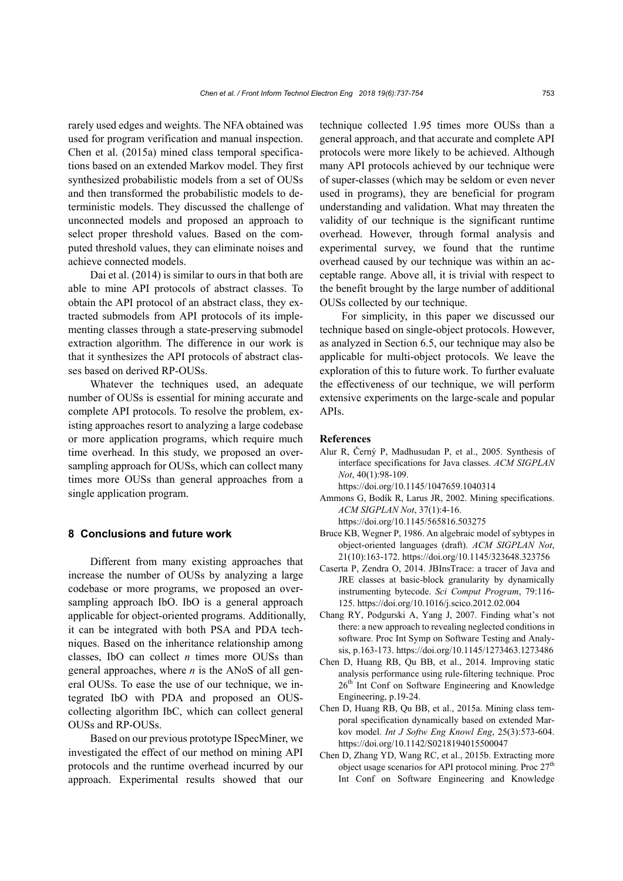rarely used edges and weights. The NFA obtained was used for program verification and manual inspection. Chen et al. (2015a) mined class temporal specifications based on an extended Markov model. They first synthesized probabilistic models from a set of OUSs and then transformed the probabilistic models to deterministic models. They discussed the challenge of unconnected models and proposed an approach to select proper threshold values. Based on the computed threshold values, they can eliminate noises and achieve connected models.

Dai et al. (2014) is similar to ours in that both are able to mine API protocols of abstract classes. To obtain the API protocol of an abstract class, they extracted submodels from API protocols of its implementing classes through a state-preserving submodel extraction algorithm. The difference in our work is that it synthesizes the API protocols of abstract classes based on derived RP-OUSs.

Whatever the techniques used, an adequate number of OUSs is essential for mining accurate and complete API protocols. To resolve the problem, existing approaches resort to analyzing a large codebase or more application programs, which require much time overhead. In this study, we proposed an oversampling approach for OUSs, which can collect many times more OUSs than general approaches from a single application program.

## 8 Conclusions and future work

Different from many existing approaches that increase the number of OUSs by analyzing a large codebase or more programs, we proposed an oversampling approach IbO. IbO is a general approach applicable for object-oriented programs. Additionally, it can be integrated with both PSA and PDA techniques. Based on the inheritance relationship among classes, IbO can collect $n$ times more OUSs than general approaches, where $n$ is the ANoS of all general OUSs. To ease the use of our technique, we integrated IbO with PDA and proposed an OUS-collecting algorithm IbC, which can collect general OUSs and RP-OUSs.

Based on our previous prototype ISpecMiner, we investigated the effect of our method on mining API protocols and the runtime overhead incurred by our approach. Experimental results showed that our technique collected 1.95 times more OUSs than a general approach, and that accurate and complete API protocols were more likely to be achieved. Although many API protocols achieved by our technique were of super-classes (which may be seldom or even never used in programs), they are beneficial for program understanding and validation. What may threaten the validity of our technique is the significant runtime overhead. However, through formal analysis and experimental survey, we found that the runtime overhead caused by our technique was within an acceptable range. Above all, it is trivial with respect to the benefit brought by the large number of additional OUSs collected by our technique.

For simplicity, in this paper we discussed our technique based on single-object protocols. However, as analyzed in Section 6.5, our technique may also be applicable for multi-object protocols. We leave the exploration of this to future work. To further evaluate the effectiveness of our technique, we will perform extensive experiments on the large-scale and popular APIs.

## References

Alur R, Černý P, Madhusudan P, et al., 2005. Synthesis of interface specifications for Java classes. *ACM SIGPLAN Not*, 40(1):98-109. https://doi.org/10.1145/1047659.1040314

Ammons G, Bodík R, Larus JR, 2002. Mining specifications. *ACM SIGPLAN Not*, 37(1):4-16. https://doi.org/10.1145/565816.503275

Bruce KB, Wegner P, 1986. An algebraic model of sybtypes in object-oriented languages (draft). *ACM SIGPLAN Not*, 21(10):163-172. https://doi.org/10.1145/323648.323756

Caserta P, Zendra O, 2014. JBInsTrace: a tracer of Java and JRE classes at basic-block granularity by dynamically instrumenting bytecode. *Sci Comput Program*, 79:116-125. https://doi.org/10.1016/j.scico.2012.02.004

Chang RY, Podgurski A, Yang J, 2007. Finding what's not there: a new approach to revealing neglected conditions in software. Proc Int Symp on Software Testing and Analysis, p.163-173. https://doi.org/10.1145/1273463.1273486

Chen D, Huang RB, Qu BB, et al., 2014. Improving static analysis performance using rule-filtering technique. Proc 26th Int Conf on Software Engineering and Knowledge Engineering, p.19-24.

Chen D, Huang RB, Qu BB, et al., 2015a. Mining class temporal specification dynamically based on extended Markov model. *Int J Softw Eng Knowl Eng*, 25(3):573-604. https://doi.org/10.1142/S0218194015500047

Chen D, Zhang YD, Wang RC, et al., 2015b. Extracting more object usage scenarios for API protocol mining. Proc 27th Int Conf on Software Engineering and Knowledge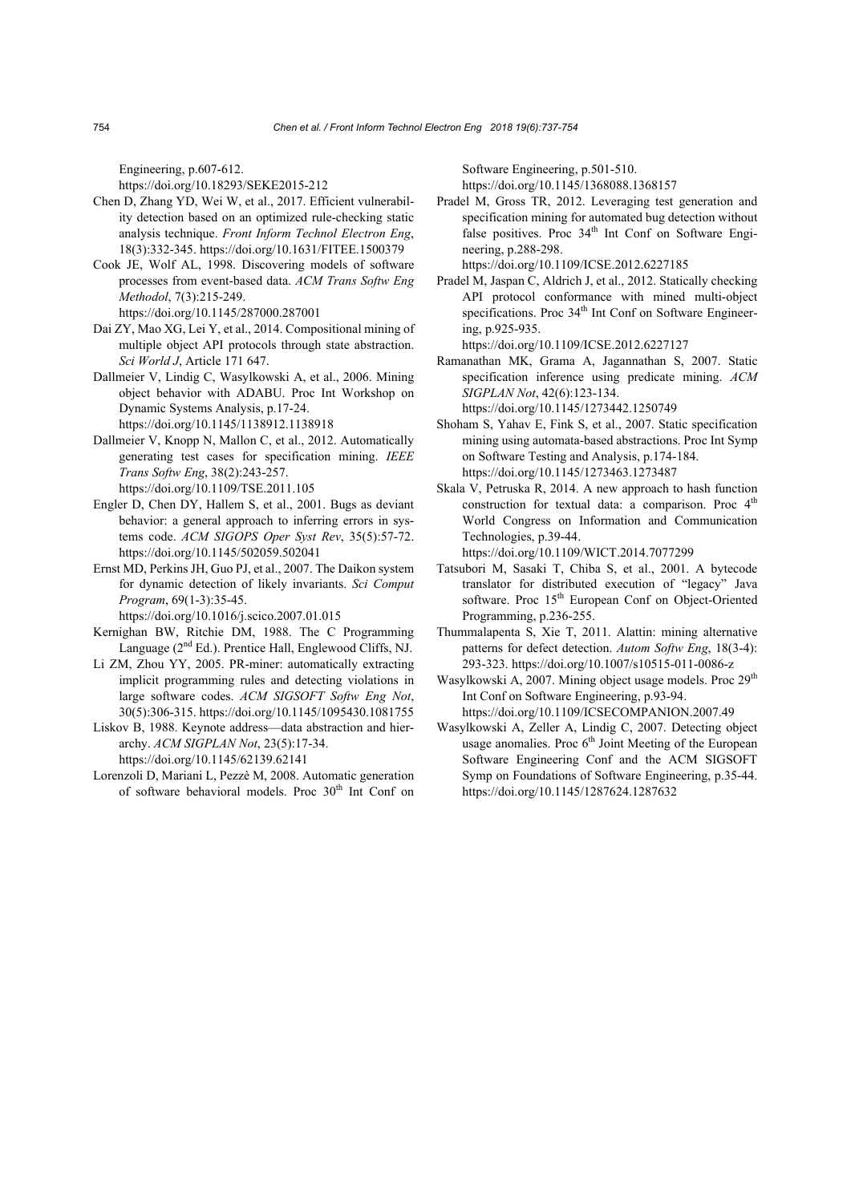Engineering, p.607-612. https://doi.org/10.18293/SEKE2015-212

Chen D, Zhang YD, Wei W, et al., 2017. Efficient vulnerability detection based on an optimized rule-checking static analysis technique. *Front Inform Technol Electron Eng*, 18(3):332-345. https://doi.org/10.1631/FITEE.1500379

Cook JE, Wolf AL, 1998. Discovering models of software processes from event-based data. *ACM Trans Softw Eng Methodol*, 7(3):215-249. https://doi.org/10.1145/287000.287001

Dai ZY, Mao XG, Lei Y, et al., 2014. Compositional mining of multiple object API protocols through state abstraction. *Sci World J*, Article 171 647.

Dallmeier V, Lindig C, Wasylkowski A, et al., 2006. Mining object behavior with ADABU. Proc Int Workshop on Dynamic Systems Analysis, p.17-24. https://doi.org/10.1145/1138912.1138918

Dallmeier V, Knopp N, Mallon C, et al., 2012. Automatically generating test cases for specification mining. *IEEE Trans Softw Eng*, 38(2):243-257. https://doi.org/10.1109/TSE.2011.105

Engler D, Chen DY, Hallem S, et al., 2001. Bugs as deviant behavior: a general approach to inferring errors in systems code. *ACM SIGOPS Oper Syst Rev*, 35(5):57-72. https://doi.org/10.1145/502059.502041

Ernst MD, Perkins JH, Guo PJ, et al., 2007. The Daikon system for dynamic detection of likely invariants. *Sci Comput Program*, 69(1-3):35-45. https://doi.org/10.1016/j.scico.2007.01.015

Kernighan BW, Ritchie DM, 1988. The C Programming Language (2nd Ed.). Prentice Hall, Englewood Cliffs, NJ.

Li ZM, Zhou YY, 2005. PR-miner: automatically extracting implicit programming rules and detecting violations in large software codes. *ACM SIGSOFT Softw Eng Not*, 30(5):306-315. https://doi.org/10.1145/1095430.1081755

Liskov B, 1988. Keynote address—data abstraction and hierarchy. *ACM SIGPLAN Not*, 23(5):17-34. https://doi.org/10.1145/62139.62141

Lorenzoli D, Mariani L, Pezzè M, 2008. Automatic generation of software behavioral models. Proc 30th Int Conf on Software Engineering, p.501-510. https://doi.org/10.1145/1368088.1368157

Pradel M, Gross TR, 2012. Leveraging test generation and specification mining for automated bug detection without false positives. Proc 34th Int Conf on Software Engineering, p.288-298. https://doi.org/10.1109/ICSE.2012.6227185

Pradel M, Jaspan C, Aldrich J, et al., 2012. Statically checking API protocol conformance with mined multi-object specifications. Proc 34th Int Conf on Software Engineering, p.925-935. https://doi.org/10.1109/ICSE.2012.6227127

Ramanathan MK, Grama A, Jagannathan S, 2007. Static specification inference using predicate mining. *ACM SIGPLAN Not*, 42(6):123-134. https://doi.org/10.1145/1273442.1250749

Shoham S, Yahav E, Fink S, et al., 2007. Static specification mining using automata-based abstractions. Proc Int Symp on Software Testing and Analysis, p.174-184. https://doi.org/10.1145/1273463.1273487

Skala V, Petruska R, 2014. A new approach to hash function construction for textual data: a comparison. Proc 4th World Congress on Information and Communication Technologies, p.39-44. https://doi.org/10.1109/WICT.2014.7077299

Tatsubori M, Sasaki T, Chiba S, et al., 2001. A bytecode translator for distributed execution of "legacy" Java software. Proc 15th European Conf on Object-Oriented Programming, p.236-255.

Thummalapenta S, Xie T, 2011. Alattin: mining alternative patterns for defect detection. *Autom Softw Eng*, 18(3-4): 293-323. https://doi.org/10.1007/s10515-011-0086-z

Wasylkowski A, 2007. Mining object usage models. Proc 29th Int Conf on Software Engineering, p.93-94. https://doi.org/10.1109/ICSECOMPANION.2007.49

Wasylkowski A, Zeller A, Lindig C, 2007. Detecting object usage anomalies. Proc 6th Joint Meeting of the European Software Engineering Conf and the ACM SIGSOFT Symp on Foundations of Software Engineering, p.35-44. https://doi.org/10.1145/1287624.1287632